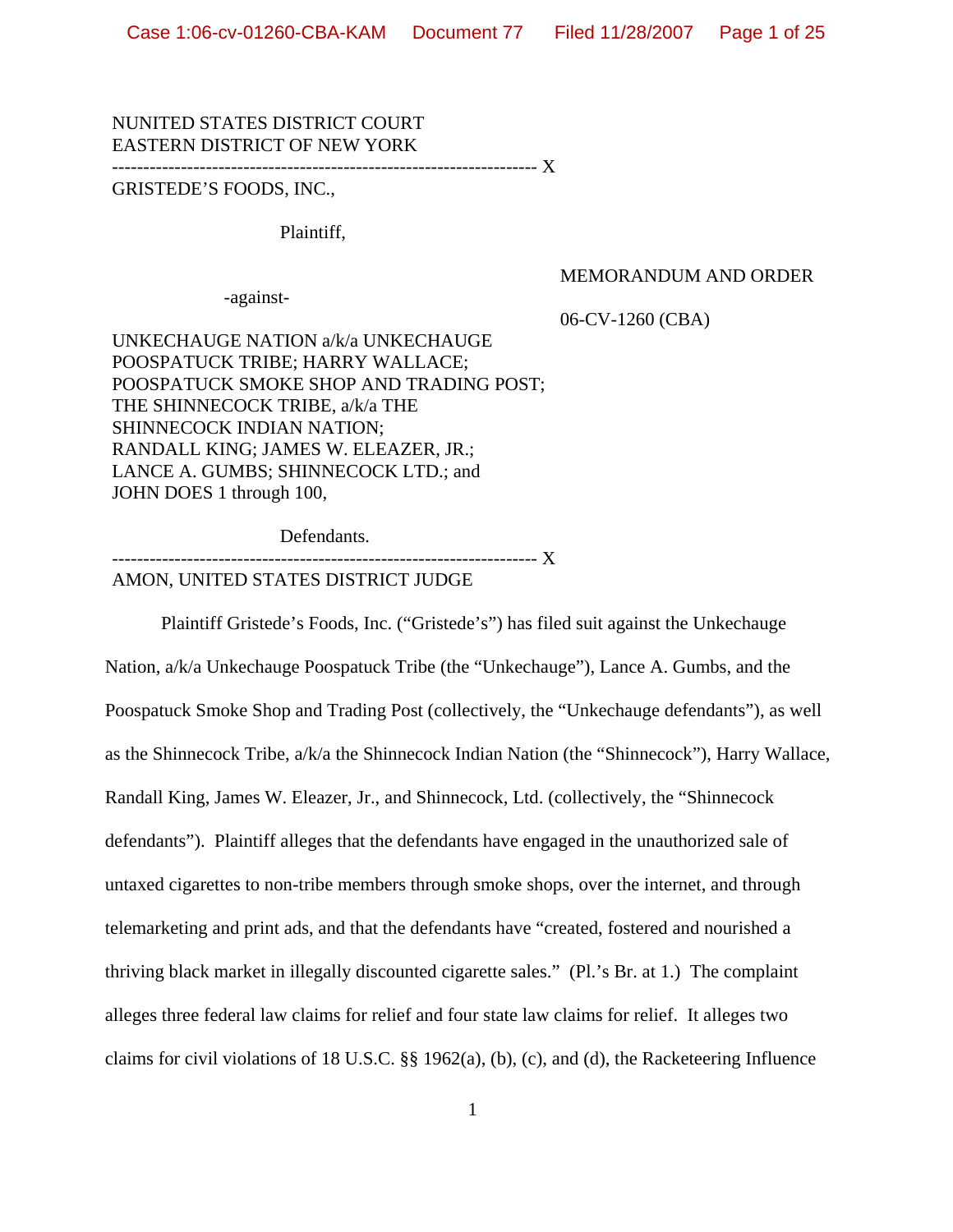NUNITED STATES DISTRICT COURT
EASTERN DISTRICT OF NEW YORK

---------------------------------------------------------------------- X

GRISTEDE'S FOODS, INC.,

Plaintiff,

-against-

UNKECHAUGE NATION a/k/a UNKECHAUGE POOSPATUCK TRIBE; HARRY WALLACE; POOSPATUCK SMOKE SHOP AND TRADING POST; THE SHINNECOCK TRIBE, a/k/a THE SHINNECOCK INDIAN NATION; RANDALL KING; JAMES W. ELEAZER, JR.; LANCE A. GUMBS; SHINNECOCK LTD.; and JOHN DOES 1 through 100,

Defendants.

---------------------------------------------------------------------- X

MEMORANDUM AND ORDER

06-CV-1260 (CBA)

AMON, UNITED STATES DISTRICT JUDGE

Plaintiff Gristede's Foods, Inc. ("Gristede's") has filed suit against the Unkechauge Nation, a/k/a Unkechauge Poospatuck Tribe (the "Unkechauge"), Lance A. Gumbs, and the Poospatuck Smoke Shop and Trading Post (collectively, the "Unkechauge defendants"), as well as the Shinnecock Tribe, a/k/a the Shinnecock Indian Nation (the "Shinnecock"), Harry Wallace, Randall King, James W. Eleazer, Jr., and Shinnecock, Ltd. (collectively, the "Shinnecock defendants"). Plaintiff alleges that the defendants have engaged in the unauthorized sale of untaxed cigarettes to non-tribe members through smoke shops, over the internet, and through telemarketing and print ads, and that the defendants have "created, fostered and nourished a thriving black market in illegally discounted cigarette sales." (Pl.'s Br. at 1.) The complaint alleges three federal law claims for relief and four state law claims for relief. It alleges two claims for civil violations of 18 U.S.C. §§ 1962(a), (b), (c), and (d), the Racketeering Influence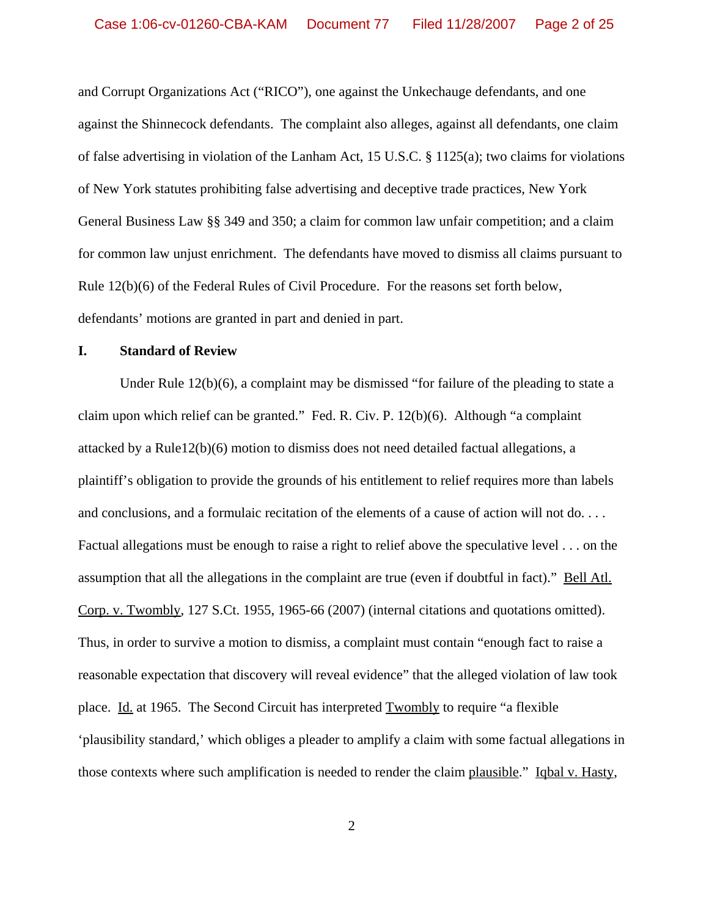and Corrupt Organizations Act ("RICO"), one against the Unkechauge defendants, and one against the Shinnecock defendants. The complaint also alleges, against all defendants, one claim of false advertising in violation of the Lanham Act, 15 U.S.C. § 1125(a); two claims for violations of New York statutes prohibiting false advertising and deceptive trade practices, New York General Business Law §§ 349 and 350; a claim for common law unfair competition; and a claim for common law unjust enrichment. The defendants have moved to dismiss all claims pursuant to Rule 12(b)(6) of the Federal Rules of Civil Procedure. For the reasons set forth below, defendants' motions are granted in part and denied in part.

## I. Standard of Review

Under Rule 12(b)(6), a complaint may be dismissed "for failure of the pleading to state a claim upon which relief can be granted." Fed. R. Civ. P. 12(b)(6). Although "a complaint attacked by a Rule12(b)(6) motion to dismiss does not need detailed factual allegations, a plaintiff's obligation to provide the grounds of his entitlement to relief requires more than labels and conclusions, and a formulaic recitation of the elements of a cause of action will not do. . . . Factual allegations must be enough to raise a right to relief above the speculative level . . . on the assumption that all the allegations in the complaint are true (even if doubtful in fact)." Bell Atl. Corp. v. Twombly, 127 S.Ct. 1955, 1965-66 (2007) (internal citations and quotations omitted). Thus, in order to survive a motion to dismiss, a complaint must contain "enough fact to raise a reasonable expectation that discovery will reveal evidence" that the alleged violation of law took place. Id. at 1965. The Second Circuit has interpreted Twombly to require "a flexible 'plausibility standard,' which obliges a pleader to amplify a claim with some factual allegations in those contexts where such amplification is needed to render the claim plausible." Iqbal v. Hasty,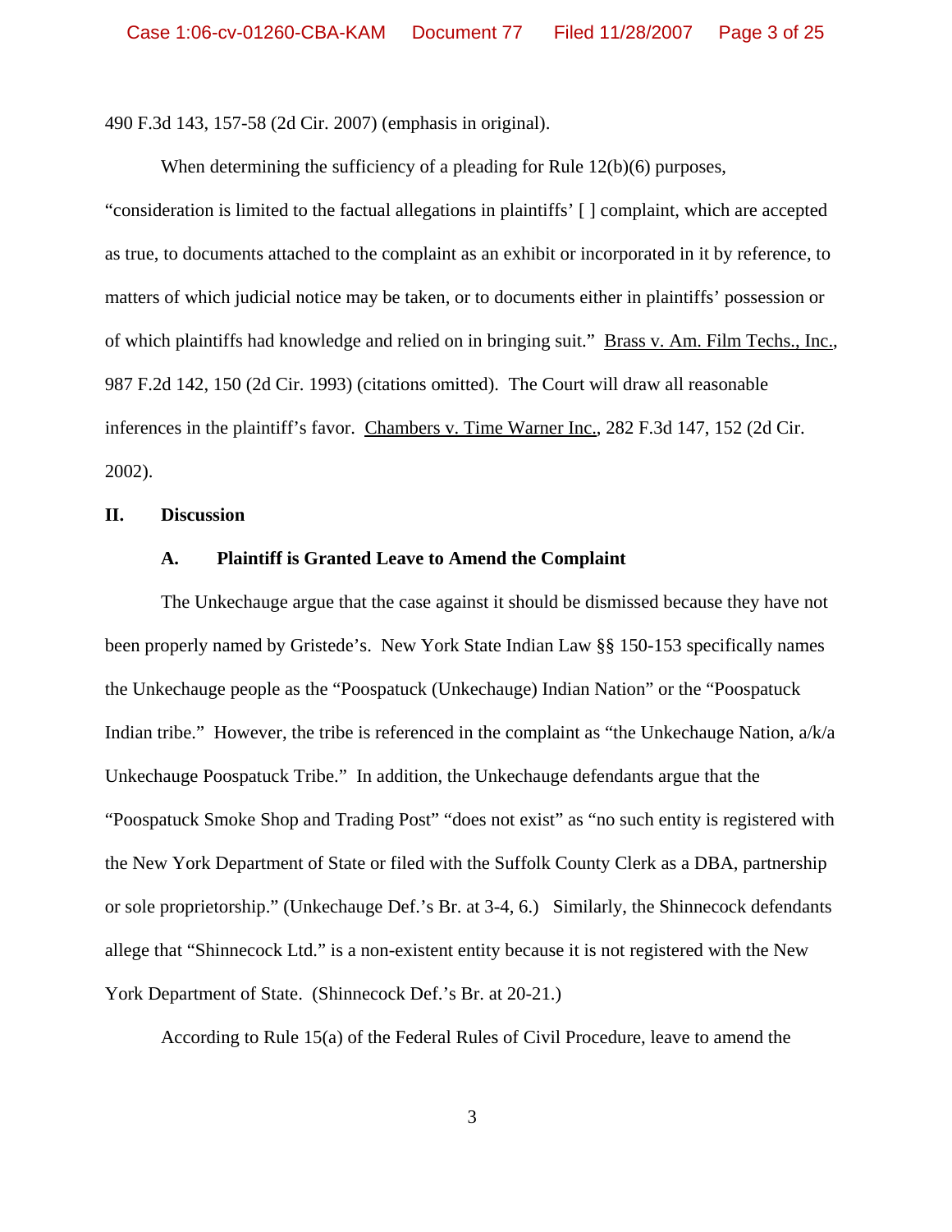490 F.3d 143, 157-58 (2d Cir. 2007) (emphasis in original).

When determining the sufficiency of a pleading for Rule 12(b)(6) purposes, "consideration is limited to the factual allegations in plaintiffs' [ ] complaint, which are accepted as true, to documents attached to the complaint as an exhibit or incorporated in it by reference, to matters of which judicial notice may be taken, or to documents either in plaintiffs' possession or of which plaintiffs had knowledge and relied on in bringing suit." Brass v. Am. Film Techs., Inc., 987 F.2d 142, 150 (2d Cir. 1993) (citations omitted). The Court will draw all reasonable inferences in the plaintiff's favor. Chambers v. Time Warner Inc., 282 F.3d 147, 152 (2d Cir. 2002).

## II. Discussion

### A. Plaintiff is Granted Leave to Amend the Complaint

The Unkechauge argue that the case against it should be dismissed because they have not been properly named by Gristede's. New York State Indian Law §§ 150-153 specifically names the Unkechauge people as the "Poospatuck (Unkechauge) Indian Nation" or the "Poospatuck Indian tribe." However, the tribe is referenced in the complaint as "the Unkechauge Nation, a/k/a Unkechauge Poospatuck Tribe." In addition, the Unkechauge defendants argue that the "Poospatuck Smoke Shop and Trading Post" "does not exist" as "no such entity is registered with the New York Department of State or filed with the Suffolk County Clerk as a DBA, partnership or sole proprietorship." (Unkechauge Def.'s Br. at 3-4, 6.) Similarly, the Shinnecock defendants allege that "Shinnecock Ltd." is a non-existent entity because it is not registered with the New York Department of State. (Shinnecock Def.'s Br. at 20-21.)

According to Rule 15(a) of the Federal Rules of Civil Procedure, leave to amend the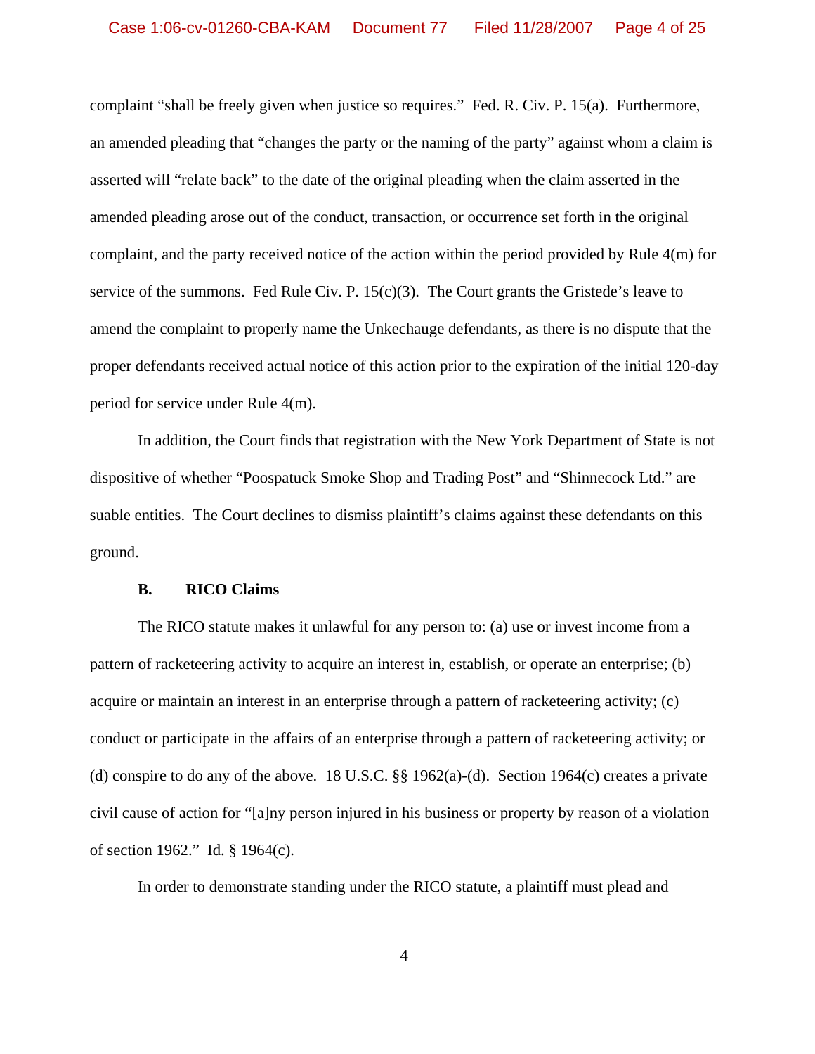complaint "shall be freely given when justice so requires." Fed. R. Civ. P. 15(a). Furthermore, an amended pleading that "changes the party or the naming of the party" against whom a claim is asserted will "relate back" to the date of the original pleading when the claim asserted in the amended pleading arose out of the conduct, transaction, or occurrence set forth in the original complaint, and the party received notice of the action within the period provided by Rule 4(m) for service of the summons. Fed Rule Civ. P. 15(c)(3). The Court grants the Gristede's leave to amend the complaint to properly name the Unkechauge defendants, as there is no dispute that the proper defendants received actual notice of this action prior to the expiration of the initial 120-day period for service under Rule 4(m).

In addition, the Court finds that registration with the New York Department of State is not dispositive of whether "Poospatuck Smoke Shop and Trading Post" and "Shinnecock Ltd." are suable entities. The Court declines to dismiss plaintiff's claims against these defendants on this ground.

### B. RICO Claims

The RICO statute makes it unlawful for any person to: (a) use or invest income from a pattern of racketeering activity to acquire an interest in, establish, or operate an enterprise; (b) acquire or maintain an interest in an enterprise through a pattern of racketeering activity; (c) conduct or participate in the affairs of an enterprise through a pattern of racketeering activity; or (d) conspire to do any of the above. 18 U.S.C. §§ 1962(a)-(d). Section 1964(c) creates a private civil cause of action for "[a]ny person injured in his business or property by reason of a violation of section 1962." Id. § 1964(c).

In order to demonstrate standing under the RICO statute, a plaintiff must plead and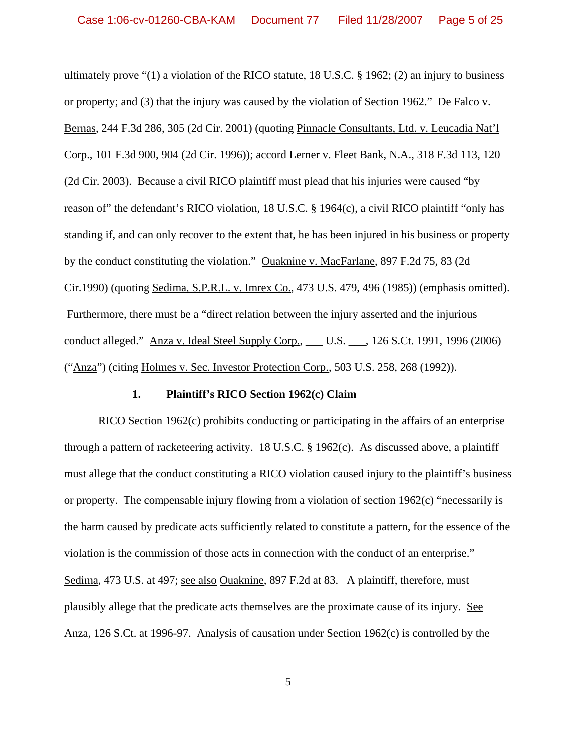ultimately prove "(1) a violation of the RICO statute, 18 U.S.C. § 1962; (2) an injury to business or property; and (3) that the injury was caused by the violation of Section 1962." De Falco v. Bernas, 244 F.3d 286, 305 (2d Cir. 2001) (quoting Pinnacle Consultants, Ltd. v. Leucadia Nat'l Corp., 101 F.3d 900, 904 (2d Cir. 1996)); accord Lerner v. Fleet Bank, N.A., 318 F.3d 113, 120 (2d Cir. 2003). Because a civil RICO plaintiff must plead that his injuries were caused "by reason of" the defendant's RICO violation, 18 U.S.C. § 1964(c), a civil RICO plaintiff "only has standing if, and can only recover to the extent that, he has been injured in his business or property by the conduct constituting the violation." Ouaknine v. MacFarlane, 897 F.2d 75, 83 (2d Cir.1990) (quoting Sedima, S.P.R.L. v. Imrex Co., 473 U.S. 479, 496 (1985)) (emphasis omitted). Furthermore, there must be a "direct relation between the injury asserted and the injurious conduct alleged." Anza v. Ideal Steel Supply Corp., ___ U.S. ___, 126 S.Ct. 1991, 1996 (2006) ("Anza") (citing Holmes v. Sec. Investor Protection Corp., 503 U.S. 258, 268 (1992)).

### 1. Plaintiff's RICO Section 1962(c) Claim

RICO Section 1962(c) prohibits conducting or participating in the affairs of an enterprise through a pattern of racketeering activity. 18 U.S.C. § 1962(c). As discussed above, a plaintiff must allege that the conduct constituting a RICO violation caused injury to the plaintiff's business or property. The compensable injury flowing from a violation of section 1962(c) "necessarily is the harm caused by predicate acts sufficiently related to constitute a pattern, for the essence of the violation is the commission of those acts in connection with the conduct of an enterprise." Sedima, 473 U.S. at 497; see also Ouaknine, 897 F.2d at 83. A plaintiff, therefore, must plausibly allege that the predicate acts themselves are the proximate cause of its injury. See Anza, 126 S.Ct. at 1996-97. Analysis of causation under Section 1962(c) is controlled by the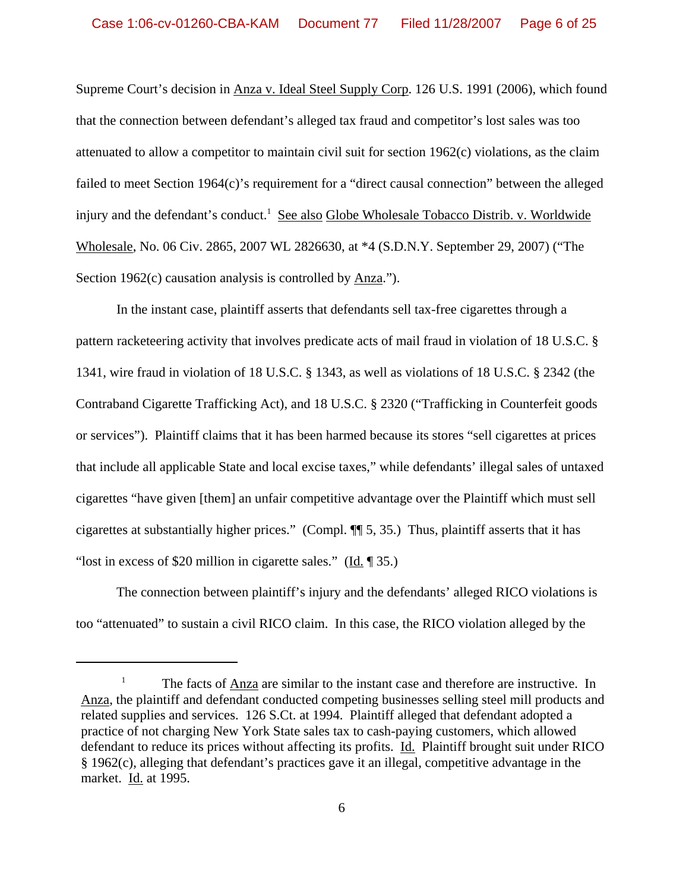Supreme Court's decision in Anza v. Ideal Steel Supply Corp. 126 U.S. 1991 (2006), which found that the connection between defendant's alleged tax fraud and competitor's lost sales was too attenuated to allow a competitor to maintain civil suit for section 1962(c) violations, as the claim failed to meet Section 1964(c)'s requirement for a "direct causal connection" between the alleged injury and the defendant's conduct.[1] See also Globe Wholesale Tobacco Distrib. v. Worldwide Wholesale, No. 06 Civ. 2865, 2007 WL 2826630, at *4 (S.D.N.Y. September 29, 2007) ("The Section 1962(c) causation analysis is controlled by Anza.").

In the instant case, plaintiff asserts that defendants sell tax-free cigarettes through a pattern racketeering activity that involves predicate acts of mail fraud in violation of 18 U.S.C. § 1341, wire fraud in violation of 18 U.S.C. § 1343, as well as violations of 18 U.S.C. § 2342 (the Contraband Cigarette Trafficking Act), and 18 U.S.C. § 2320 ("Trafficking in Counterfeit goods or services"). Plaintiff claims that it has been harmed because its stores "sell cigarettes at prices that include all applicable State and local excise taxes," while defendants' illegal sales of untaxed cigarettes "have given [them] an unfair competitive advantage over the Plaintiff which must sell cigarettes at substantially higher prices." (Compl. ¶¶ 5, 35.) Thus, plaintiff asserts that it has "lost in excess of $20 million in cigarette sales." (Id. ¶ 35.)

The connection between plaintiff's injury and the defendants' alleged RICO violations is too "attenuated" to sustain a civil RICO claim. In this case, the RICO violation alleged by the

---

[1] The facts of Anza are similar to the instant case and therefore are instructive. In Anza, the plaintiff and defendant conducted competing businesses selling steel mill products and related supplies and services. 126 S.Ct. at 1994. Plaintiff alleged that defendant adopted a practice of not charging New York State sales tax to cash-paying customers, which allowed defendant to reduce its prices without affecting its profits. Id. Plaintiff brought suit under RICO § 1962(c), alleging that defendant's practices gave it an illegal, competitive advantage in the market. Id. at 1995.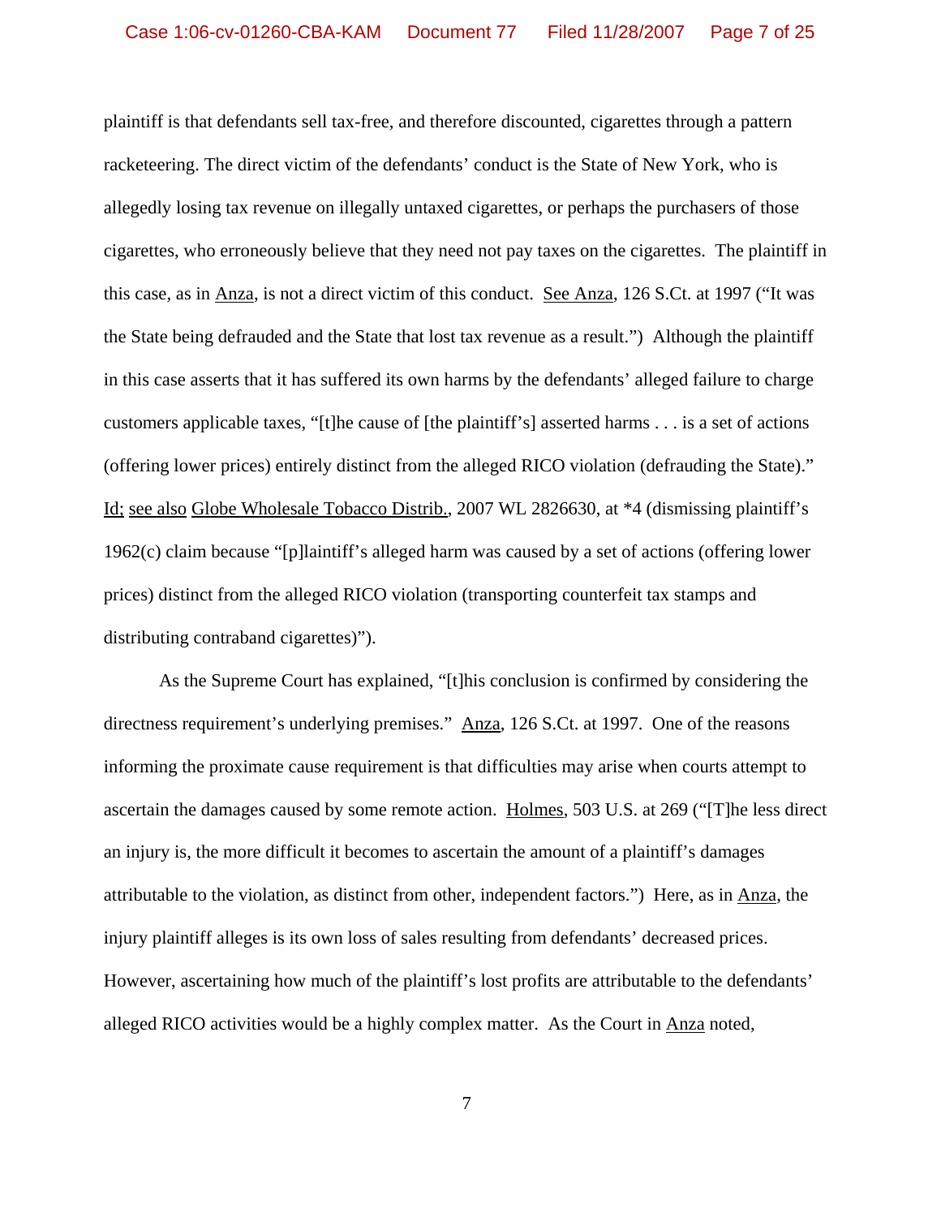plaintiff is that defendants sell tax-free, and therefore discounted, cigarettes through a pattern racketeering. The direct victim of the defendants' conduct is the State of New York, who is allegedly losing tax revenue on illegally untaxed cigarettes, or perhaps the purchasers of those cigarettes, who erroneously believe that they need not pay taxes on the cigarettes. The plaintiff in this case, as in Anza, is not a direct victim of this conduct. See Anza, 126 S.Ct. at 1997 ("It was the State being defrauded and the State that lost tax revenue as a result.") Although the plaintiff in this case asserts that it has suffered its own harms by the defendants' alleged failure to charge customers applicable taxes, "[t]he cause of [the plaintiff's] asserted harms . . . is a set of actions (offering lower prices) entirely distinct from the alleged RICO violation (defrauding the State)." Id; see also Globe Wholesale Tobacco Distrib., 2007 WL 2826630, at *4 (dismissing plaintiff's 1962(c) claim because "[p]laintiff's alleged harm was caused by a set of actions (offering lower prices) distinct from the alleged RICO violation (transporting counterfeit tax stamps and distributing contraband cigarettes)").

As the Supreme Court has explained, "[t]his conclusion is confirmed by considering the directness requirement's underlying premises." Anza, 126 S.Ct. at 1997. One of the reasons informing the proximate cause requirement is that difficulties may arise when courts attempt to ascertain the damages caused by some remote action. Holmes, 503 U.S. at 269 ("[T]he less direct an injury is, the more difficult it becomes to ascertain the amount of a plaintiff's damages attributable to the violation, as distinct from other, independent factors.") Here, as in Anza, the injury plaintiff alleges is its own loss of sales resulting from defendants' decreased prices. However, ascertaining how much of the plaintiff's lost profits are attributable to the defendants' alleged RICO activities would be a highly complex matter. As the Court in Anza noted,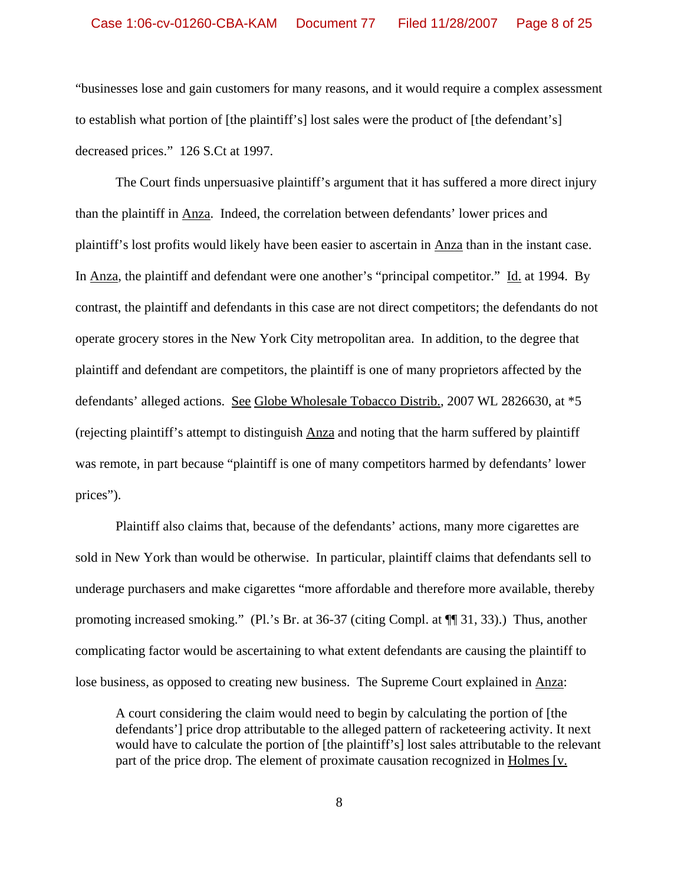"businesses lose and gain customers for many reasons, and it would require a complex assessment to establish what portion of [the plaintiff's] lost sales were the product of [the defendant's] decreased prices." 126 S.Ct at 1997.

The Court finds unpersuasive plaintiff's argument that it has suffered a more direct injury than the plaintiff in Anza. Indeed, the correlation between defendants' lower prices and plaintiff's lost profits would likely have been easier to ascertain in Anza than in the instant case. In Anza, the plaintiff and defendant were one another's "principal competitor." Id. at 1994. By contrast, the plaintiff and defendants in this case are not direct competitors; the defendants do not operate grocery stores in the New York City metropolitan area. In addition, to the degree that plaintiff and defendant are competitors, the plaintiff is one of many proprietors affected by the defendants' alleged actions. See Globe Wholesale Tobacco Distrib., 2007 WL 2826630, at *5 (rejecting plaintiff's attempt to distinguish Anza and noting that the harm suffered by plaintiff was remote, in part because "plaintiff is one of many competitors harmed by defendants' lower prices").

Plaintiff also claims that, because of the defendants' actions, many more cigarettes are sold in New York than would be otherwise. In particular, plaintiff claims that defendants sell to underage purchasers and make cigarettes "more affordable and therefore more available, thereby promoting increased smoking." (Pl.'s Br. at 36-37 (citing Compl. at ¶¶ 31, 33).) Thus, another complicating factor would be ascertaining to what extent defendants are causing the plaintiff to lose business, as opposed to creating new business. The Supreme Court explained in Anza:

> A court considering the claim would need to begin by calculating the portion of [the defendants'] price drop attributable to the alleged pattern of racketeering activity. It next would have to calculate the portion of [the plaintiff's] lost sales attributable to the relevant part of the price drop. The element of proximate causation recognized in Holmes [v.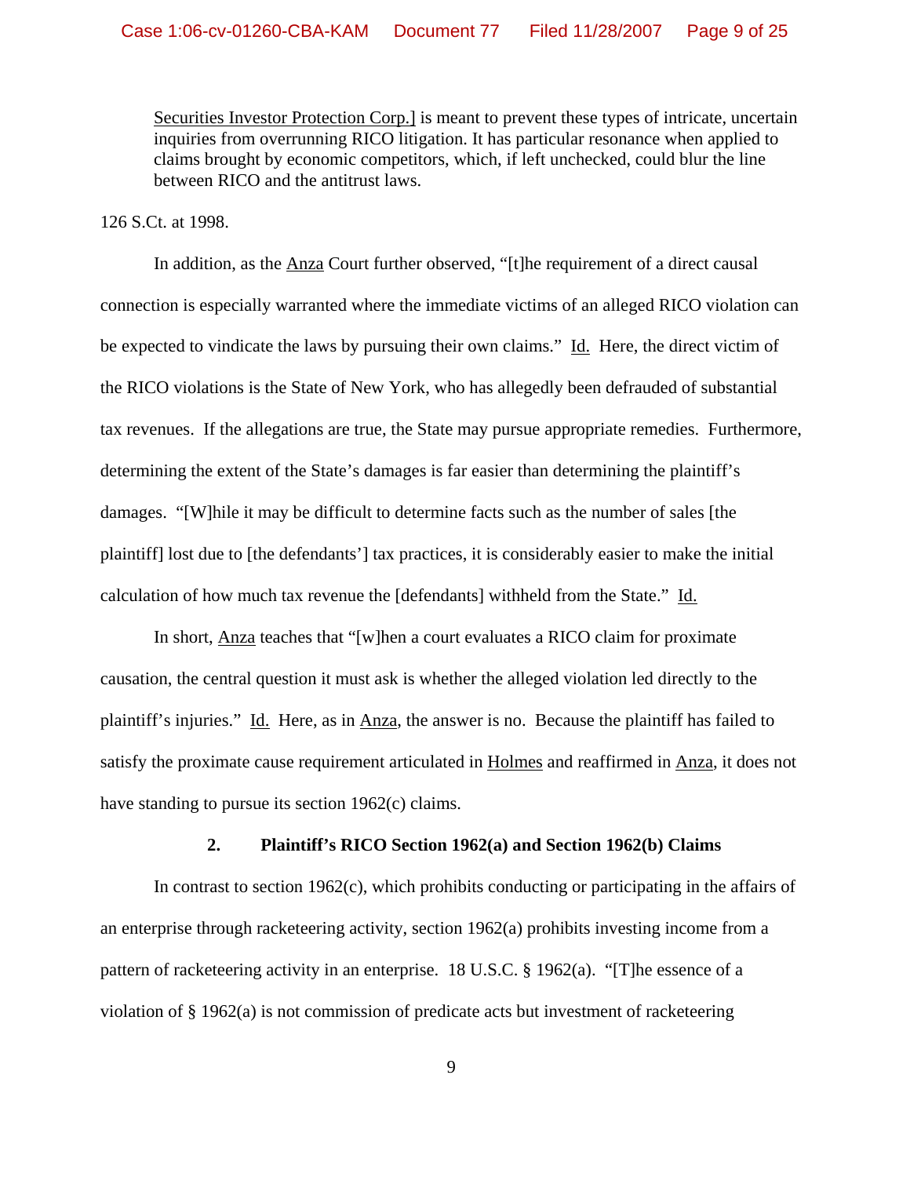> Securities Investor Protection Corp.] is meant to prevent these types of intricate, uncertain inquiries from overrunning RICO litigation. It has particular resonance when applied to claims brought by economic competitors, which, if left unchecked, could blur the line between RICO and the antitrust laws.

126 S.Ct. at 1998.

In addition, as the Anza Court further observed, "[t]he requirement of a direct causal connection is especially warranted where the immediate victims of an alleged RICO violation can be expected to vindicate the laws by pursuing their own claims." Id. Here, the direct victim of the RICO violations is the State of New York, who has allegedly been defrauded of substantial tax revenues. If the allegations are true, the State may pursue appropriate remedies. Furthermore, determining the extent of the State's damages is far easier than determining the plaintiff's damages. "[W]hile it may be difficult to determine facts such as the number of sales [the plaintiff] lost due to [the defendants'] tax practices, it is considerably easier to make the initial calculation of how much tax revenue the [defendants] withheld from the State." Id.

In short, Anza teaches that "[w]hen a court evaluates a RICO claim for proximate causation, the central question it must ask is whether the alleged violation led directly to the plaintiff's injuries." Id. Here, as in Anza, the answer is no. Because the plaintiff has failed to satisfy the proximate cause requirement articulated in Holmes and reaffirmed in Anza, it does not have standing to pursue its section 1962(c) claims.

### 2. Plaintiff's RICO Section 1962(a) and Section 1962(b) Claims

In contrast to section 1962(c), which prohibits conducting or participating in the affairs of an enterprise through racketeering activity, section 1962(a) prohibits investing income from a pattern of racketeering activity in an enterprise. 18 U.S.C. § 1962(a). "[T]he essence of a violation of § 1962(a) is not commission of predicate acts but investment of racketeering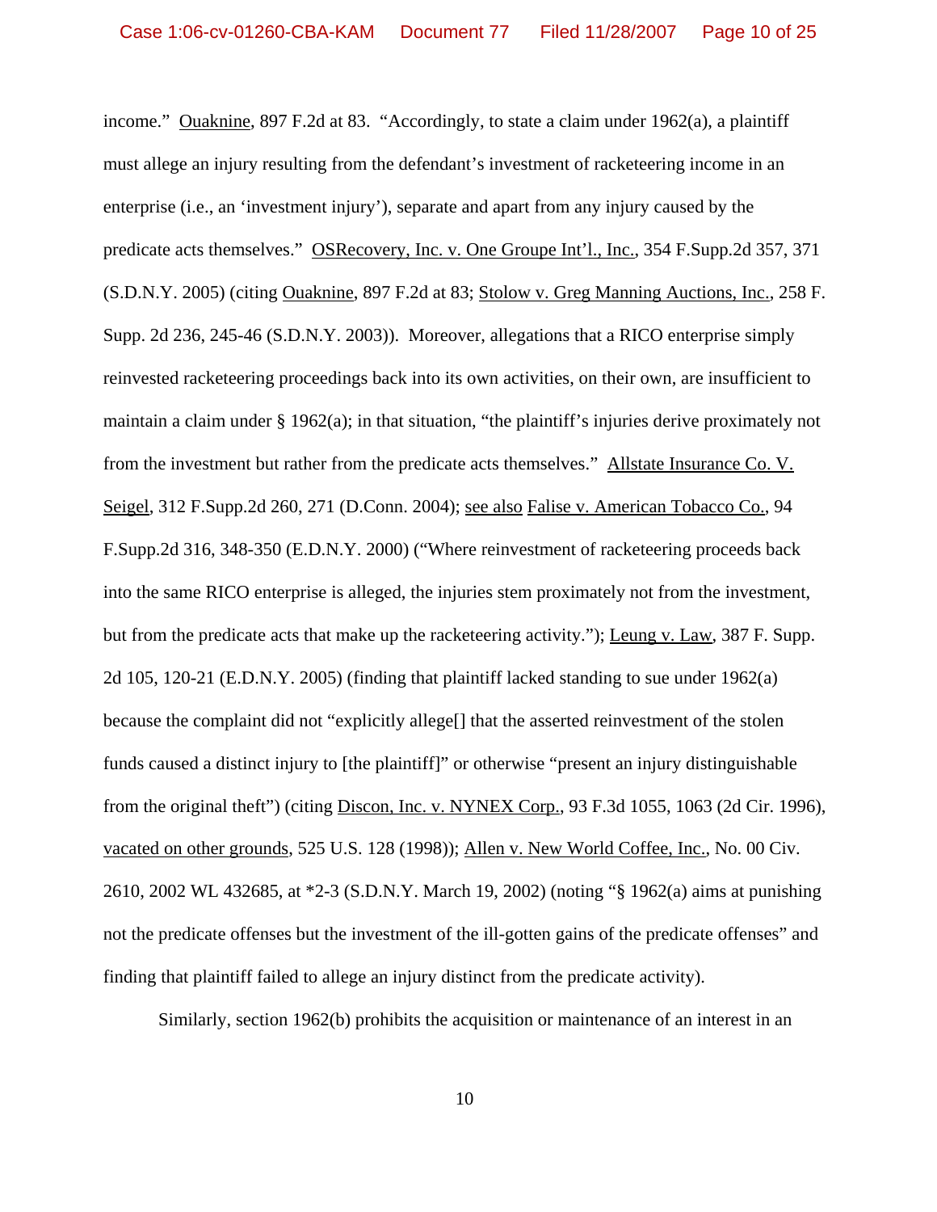income." Ouaknine, 897 F.2d at 83. "Accordingly, to state a claim under 1962(a), a plaintiff must allege an injury resulting from the defendant's investment of racketeering income in an enterprise (i.e., an 'investment injury'), separate and apart from any injury caused by the predicate acts themselves." OSRecovery, Inc. v. One Groupe Int'l., Inc., 354 F.Supp.2d 357, 371 (S.D.N.Y. 2005) (citing Ouaknine, 897 F.2d at 83; Stolow v. Greg Manning Auctions, Inc., 258 F. Supp. 2d 236, 245-46 (S.D.N.Y. 2003)). Moreover, allegations that a RICO enterprise simply reinvested racketeering proceedings back into its own activities, on their own, are insufficient to maintain a claim under § 1962(a); in that situation, "the plaintiff's injuries derive proximately not from the investment but rather from the predicate acts themselves." Allstate Insurance Co. V. Seigel, 312 F.Supp.2d 260, 271 (D.Conn. 2004); see also False v. American Tobacco Co., 94 F.Supp.2d 316, 348-350 (E.D.N.Y. 2000) ("Where reinvestment of racketeering proceeds back into the same RICO enterprise is alleged, the injuries stem proximately not from the investment, but from the predicate acts that make up the racketeering activity."); Leung v. Law, 387 F. Supp. 2d 105, 120-21 (E.D.N.Y. 2005) (finding that plaintiff lacked standing to sue under 1962(a) because the complaint did not "explicitly allege[] that the asserted reinvestment of the stolen funds caused a distinct injury to [the plaintiff]" or otherwise "present an injury distinguishable from the original theft") (citing Discon, Inc. v. NYNEX Corp., 93 F.3d 1055, 1063 (2d Cir. 1996), vacated on other grounds, 525 U.S. 128 (1998)); Allen v. New World Coffee, Inc., No. 00 Civ. 2610, 2002 WL 432685, at *2-3 (S.D.N.Y. March 19, 2002) (noting "§ 1962(a) aims at punishing not the predicate offenses but the investment of the ill-gotten gains of the predicate offenses" and finding that plaintiff failed to allege an injury distinct from the predicate activity).

Similarly, section 1962(b) prohibits the acquisition or maintenance of an interest in an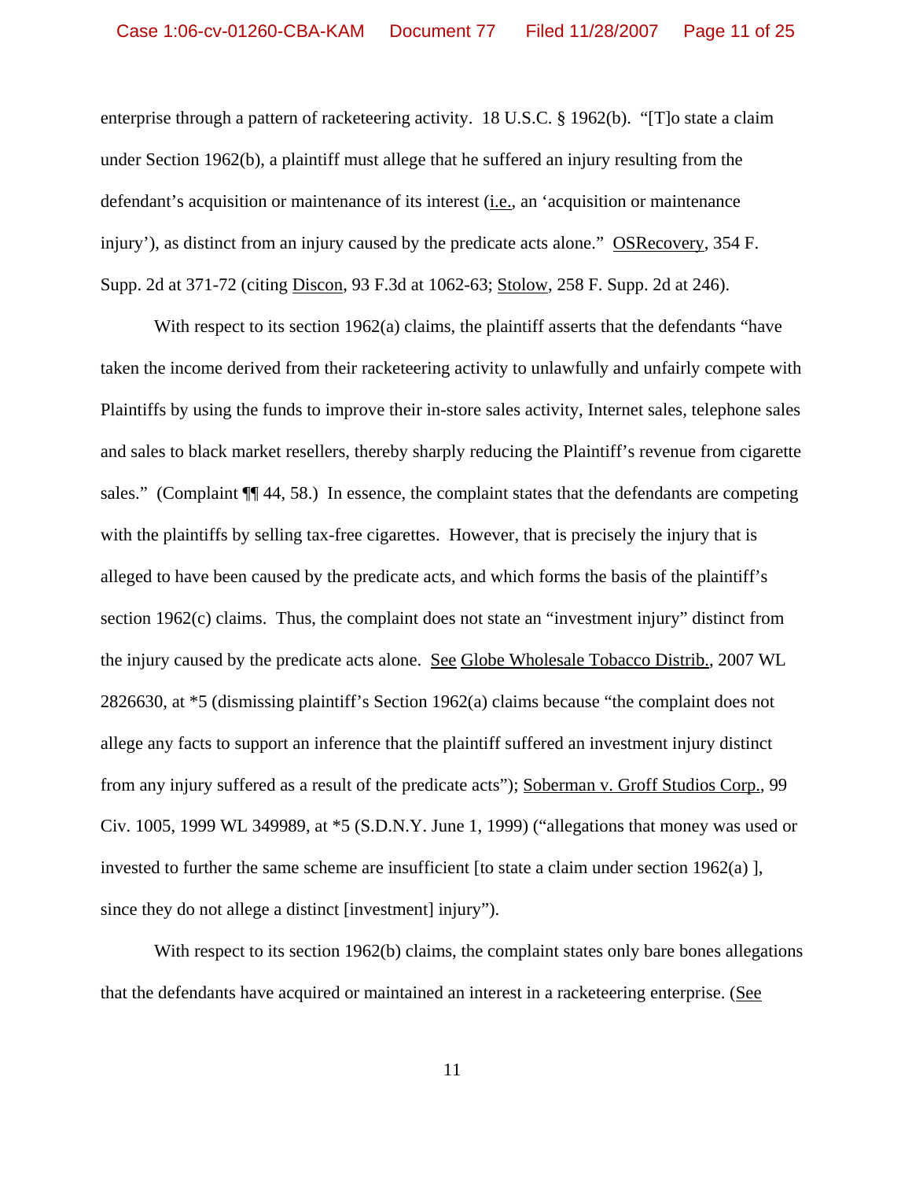enterprise through a pattern of racketeering activity. 18 U.S.C. § 1962(b). "[T]o state a claim under Section 1962(b), a plaintiff must allege that he suffered an injury resulting from the defendant's acquisition or maintenance of its interest (i.e., an 'acquisition or maintenance injury'), as distinct from an injury caused by the predicate acts alone." OSRecovery, 354 F. Supp. 2d at 371-72 (citing Discon, 93 F.3d at 1062-63; Stolow, 258 F. Supp. 2d at 246).

With respect to its section 1962(a) claims, the plaintiff asserts that the defendants "have taken the income derived from their racketeering activity to unlawfully and unfairly compete with Plaintiffs by using the funds to improve their in-store sales activity, Internet sales, telephone sales and sales to black market resellers, thereby sharply reducing the Plaintiff's revenue from cigarette sales." (Complaint ¶¶ 44, 58.) In essence, the complaint states that the defendants are competing with the plaintiffs by selling tax-free cigarettes. However, that is precisely the injury that is alleged to have been caused by the predicate acts, and which forms the basis of the plaintiff's section 1962(c) claims. Thus, the complaint does not state an "investment injury" distinct from the injury caused by the predicate acts alone. See Globe Wholesale Tobacco Distrib., 2007 WL 2826630, at *5 (dismissing plaintiff's Section 1962(a) claims because "the complaint does not allege any facts to support an inference that the plaintiff suffered an investment injury distinct from any injury suffered as a result of the predicate acts"); Soberman v. Groff Studios Corp., 99 Civ. 1005, 1999 WL 349989, at *5 (S.D.N.Y. June 1, 1999) ("allegations that money was used or invested to further the same scheme are insufficient [to state a claim under section 1962(a) ], since they do not allege a distinct [investment] injury").

With respect to its section 1962(b) claims, the complaint states only bare bones allegations that the defendants have acquired or maintained an interest in a racketeering enterprise. (See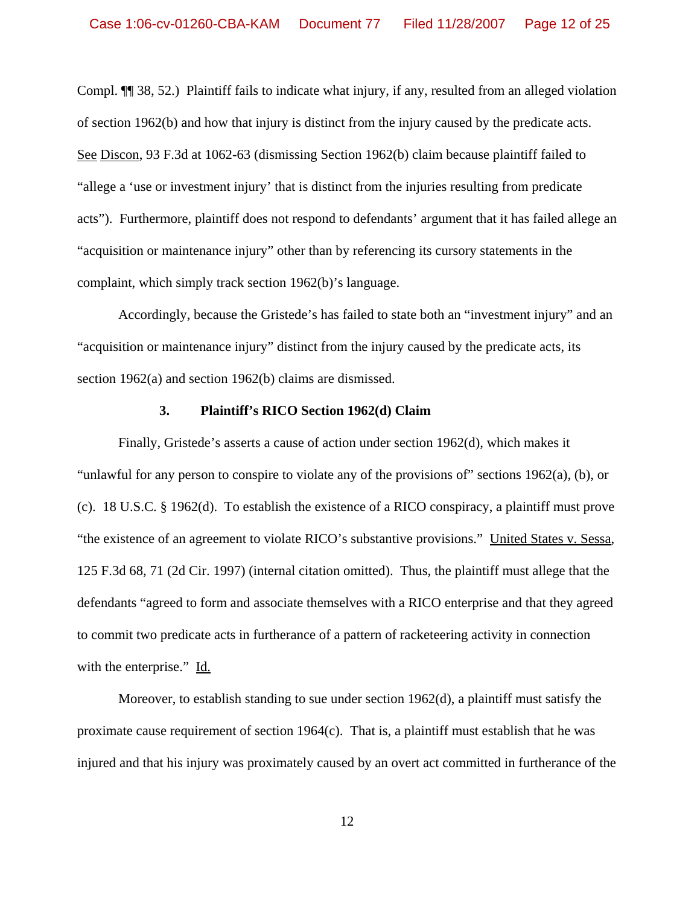Compl. ¶¶ 38, 52.) Plaintiff fails to indicate what injury, if any, resulted from an alleged violation of section 1962(b) and how that injury is distinct from the injury caused by the predicate acts. See Discon, 93 F.3d at 1062-63 (dismissing Section 1962(b) claim because plaintiff failed to "allege a 'use or investment injury' that is distinct from the injuries resulting from predicate acts"). Furthermore, plaintiff does not respond to defendants' argument that it has failed allege an "acquisition or maintenance injury" other than by referencing its cursory statements in the complaint, which simply track section 1962(b)'s language.

Accordingly, because the Gristede's has failed to state both an "investment injury" and an "acquisition or maintenance injury" distinct from the injury caused by the predicate acts, its section 1962(a) and section 1962(b) claims are dismissed.

### 3. Plaintiff's RICO Section 1962(d) Claim

Finally, Gristede's asserts a cause of action under section 1962(d), which makes it "unlawful for any person to conspire to violate any of the provisions of" sections 1962(a), (b), or (c). 18 U.S.C. § 1962(d). To establish the existence of a RICO conspiracy, a plaintiff must prove "the existence of an agreement to violate RICO's substantive provisions." United States v. Sessa, 125 F.3d 68, 71 (2d Cir. 1997) (internal citation omitted). Thus, the plaintiff must allege that the defendants "agreed to form and associate themselves with a RICO enterprise and that they agreed to commit two predicate acts in furtherance of a pattern of racketeering activity in connection with the enterprise." Id.

Moreover, to establish standing to sue under section 1962(d), a plaintiff must satisfy the proximate cause requirement of section 1964(c). That is, a plaintiff must establish that he was injured and that his injury was proximately caused by an overt act committed in furtherance of the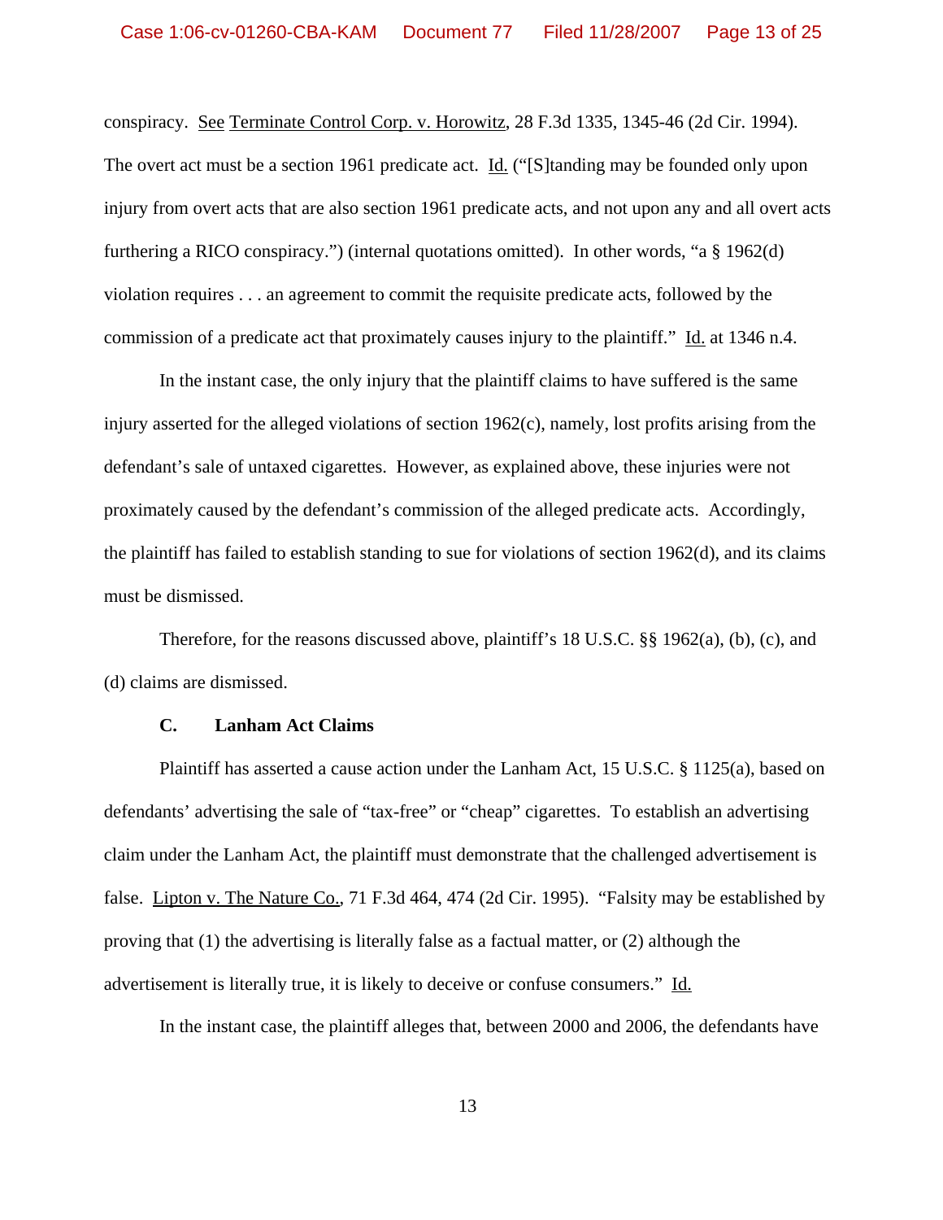conspiracy. See Terminate Control Corp. v. Horowitz, 28 F.3d 1335, 1345-46 (2d Cir. 1994). The overt act must be a section 1961 predicate act. Id. ("[S]tanding may be founded only upon injury from overt acts that are also section 1961 predicate acts, and not upon any and all overt acts furthering a RICO conspiracy.") (internal quotations omitted). In other words, "a § 1962(d) violation requires . . . an agreement to commit the requisite predicate acts, followed by the commission of a predicate act that proximately causes injury to the plaintiff." Id. at 1346 n.4.

In the instant case, the only injury that the plaintiff claims to have suffered is the same injury asserted for the alleged violations of section 1962(c), namely, lost profits arising from the defendant's sale of untaxed cigarettes. However, as explained above, these injuries were not proximately caused by the defendant's commission of the alleged predicate acts. Accordingly, the plaintiff has failed to establish standing to sue for violations of section 1962(d), and its claims must be dismissed.

Therefore, for the reasons discussed above, plaintiff's 18 U.S.C. §§ 1962(a), (b), (c), and (d) claims are dismissed.

### C. Lanham Act Claims

Plaintiff has asserted a cause action under the Lanham Act, 15 U.S.C. § 1125(a), based on defendants' advertising the sale of "tax-free" or "cheap" cigarettes. To establish an advertising claim under the Lanham Act, the plaintiff must demonstrate that the challenged advertisement is false. Lipton v. The Nature Co., 71 F.3d 464, 474 (2d Cir. 1995). "Falsity may be established by proving that (1) the advertising is literally false as a factual matter, or (2) although the advertisement is literally true, it is likely to deceive or confuse consumers." Id.

In the instant case, the plaintiff alleges that, between 2000 and 2006, the defendants have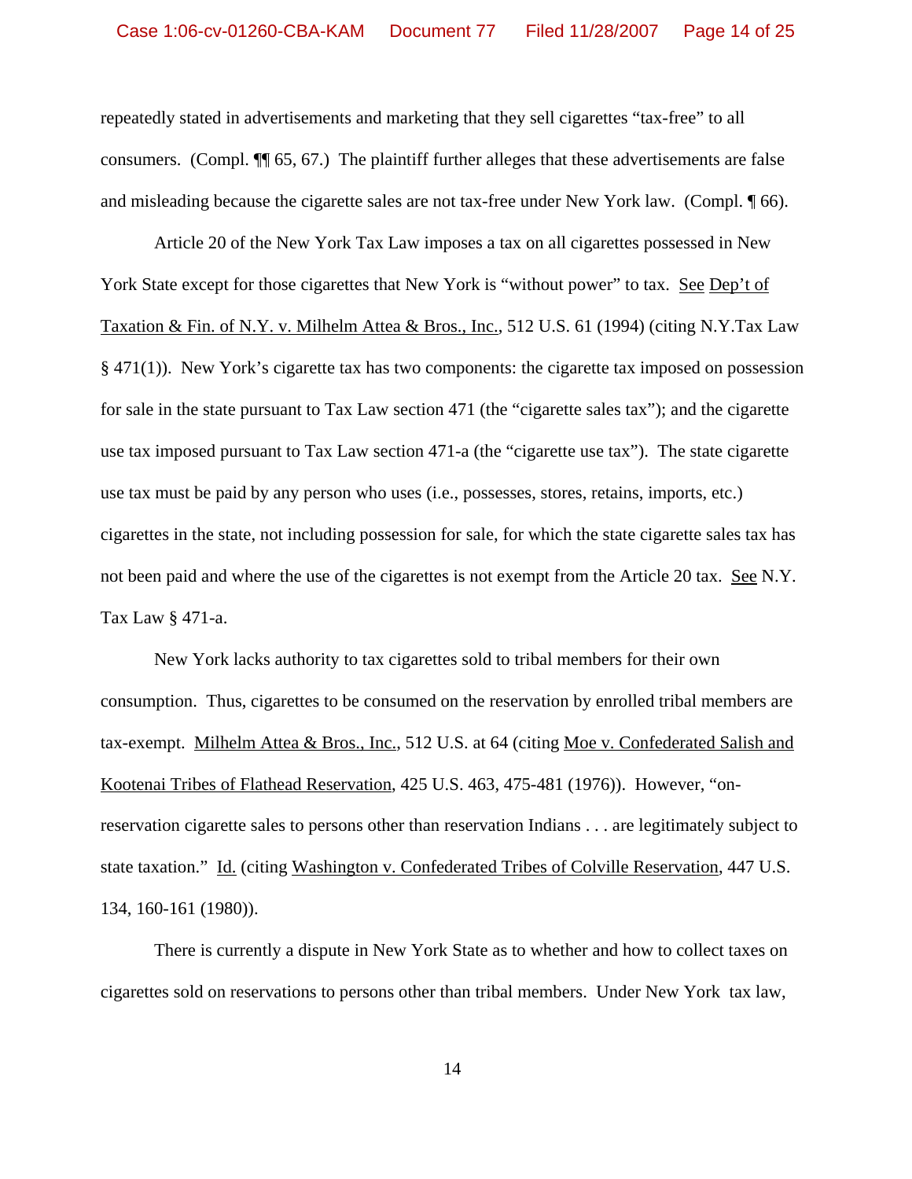repeatedly stated in advertisements and marketing that they sell cigarettes "tax-free" to all consumers. (Compl. ¶¶ 65, 67.) The plaintiff further alleges that these advertisements are false and misleading because the cigarette sales are not tax-free under New York law. (Compl. ¶ 66).

Article 20 of the New York Tax Law imposes a tax on all cigarettes possessed in New York State except for those cigarettes that New York is "without power" to tax. See Dep't of Taxation & Fin. of N.Y. v. Milhelm Attea & Bros., Inc., 512 U.S. 61 (1994) (citing N.Y.Tax Law § 471(1)). New York's cigarette tax has two components: the cigarette tax imposed on possession for sale in the state pursuant to Tax Law section 471 (the "cigarette sales tax"); and the cigarette use tax imposed pursuant to Tax Law section 471-a (the "cigarette use tax"). The state cigarette use tax must be paid by any person who uses (i.e., possesses, stores, retains, imports, etc.) cigarettes in the state, not including possession for sale, for which the state cigarette sales tax has not been paid and where the use of the cigarettes is not exempt from the Article 20 tax. See N.Y. Tax Law § 471-a.

New York lacks authority to tax cigarettes sold to tribal members for their own consumption. Thus, cigarettes to be consumed on the reservation by enrolled tribal members are tax-exempt. Milhelm Attea & Bros., Inc., 512 U.S. at 64 (citing Moe v. Confederated Salish and Kootenai Tribes of Flathead Reservation, 425 U.S. 463, 475-481 (1976)). However, "on-reservation cigarette sales to persons other than reservation Indians . . . are legitimately subject to state taxation." Id. (citing Washington v. Confederated Tribes of Colville Reservation, 447 U.S. 134, 160-161 (1980)).

There is currently a dispute in New York State as to whether and how to collect taxes on cigarettes sold on reservations to persons other than tribal members. Under New York tax law,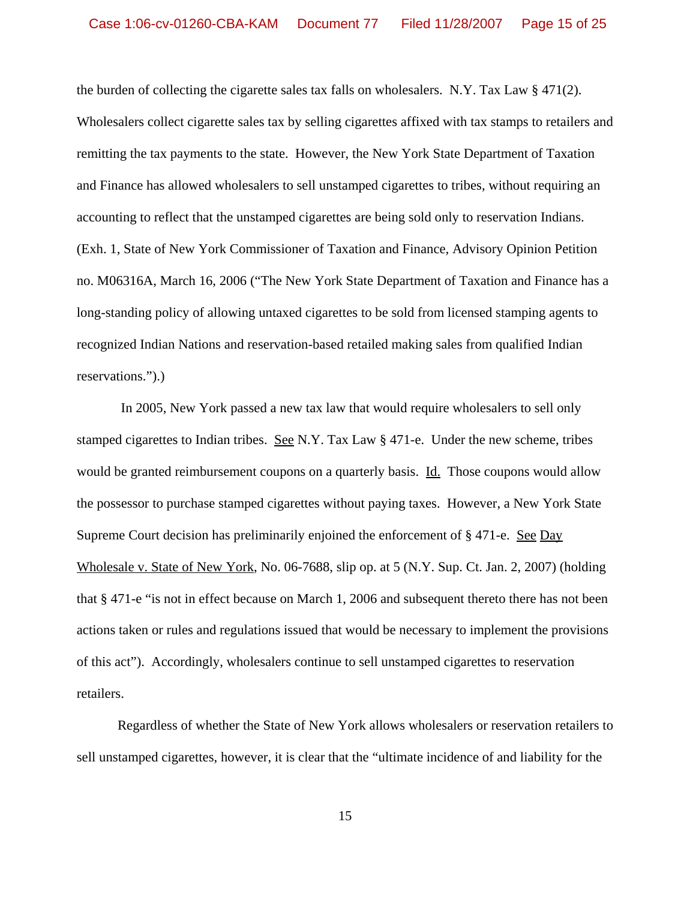the burden of collecting the cigarette sales tax falls on wholesalers. N.Y. Tax Law § 471(2). Wholesalers collect cigarette sales tax by selling cigarettes affixed with tax stamps to retailers and remitting the tax payments to the state. However, the New York State Department of Taxation and Finance has allowed wholesalers to sell unstamped cigarettes to tribes, without requiring an accounting to reflect that the unstamped cigarettes are being sold only to reservation Indians. (Exh. 1, State of New York Commissioner of Taxation and Finance, Advisory Opinion Petition no. M06316A, March 16, 2006 ("The New York State Department of Taxation and Finance has a long-standing policy of allowing untaxed cigarettes to be sold from licensed stamping agents to recognized Indian Nations and reservation-based retailed making sales from qualified Indian reservations.").)

In 2005, New York passed a new tax law that would require wholesalers to sell only stamped cigarettes to Indian tribes. See N.Y. Tax Law § 471-e. Under the new scheme, tribes would be granted reimbursement coupons on a quarterly basis. Id. Those coupons would allow the possessor to purchase stamped cigarettes without paying taxes. However, a New York State Supreme Court decision has preliminarily enjoined the enforcement of § 471-e. See Day Wholesale v. State of New York, No. 06-7688, slip op. at 5 (N.Y. Sup. Ct. Jan. 2, 2007) (holding that § 471-e "is not in effect because on March 1, 2006 and subsequent thereto there has not been actions taken or rules and regulations issued that would be necessary to implement the provisions of this act"). Accordingly, wholesalers continue to sell unstamped cigarettes to reservation retailers.

Regardless of whether the State of New York allows wholesalers or reservation retailers to sell unstamped cigarettes, however, it is clear that the "ultimate incidence of and liability for the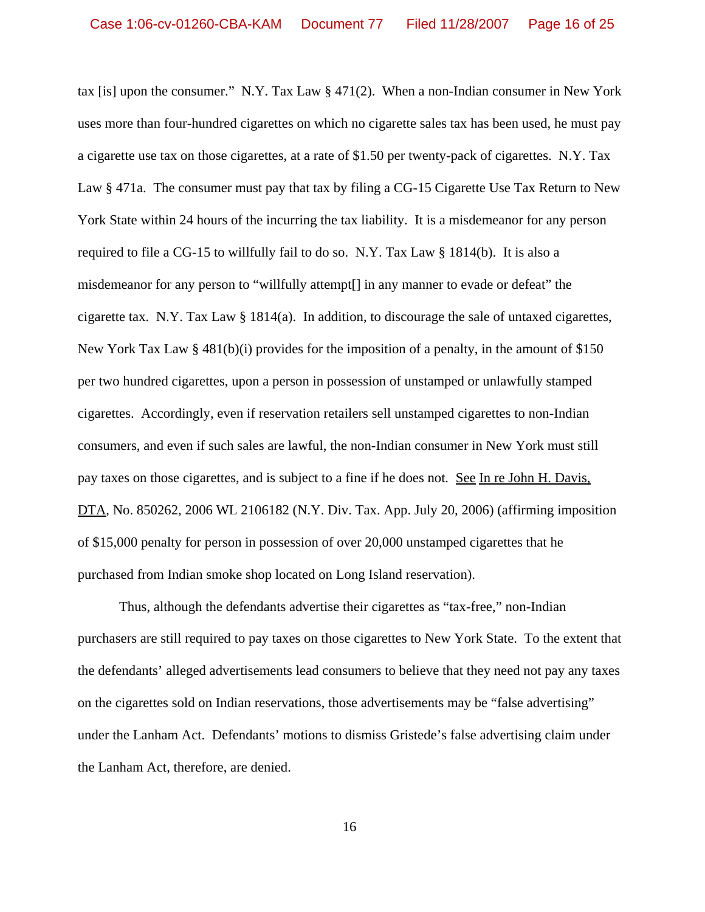tax [is] upon the consumer." N.Y. Tax Law § 471(2). When a non-Indian consumer in New York uses more than four-hundred cigarettes on which no cigarette sales tax has been used, he must pay a cigarette use tax on those cigarettes, at a rate of $1.50 per twenty-pack of cigarettes. N.Y. Tax Law § 471a. The consumer must pay that tax by filing a CG-15 Cigarette Use Tax Return to New York State within 24 hours of the incurring the tax liability. It is a misdemeanor for any person required to file a CG-15 to willfully fail to do so. N.Y. Tax Law § 1814(b). It is also a misdemeanor for any person to "willfully attempt[] in any manner to evade or defeat" the cigarette tax. N.Y. Tax Law § 1814(a). In addition, to discourage the sale of untaxed cigarettes, New York Tax Law § 481(b)(i) provides for the imposition of a penalty, in the amount of $150 per two hundred cigarettes, upon a person in possession of unstamped or unlawfully stamped cigarettes. Accordingly, even if reservation retailers sell unstamped cigarettes to non-Indian consumers, and even if such sales are lawful, the non-Indian consumer in New York must still pay taxes on those cigarettes, and is subject to a fine if he does not. See In re John H. Davis, DTA, No. 850262, 2006 WL 2106182 (N.Y. Div. Tax. App. July 20, 2006) (affirming imposition of $15,000 penalty for person in possession of over 20,000 unstamped cigarettes that he purchased from Indian smoke shop located on Long Island reservation).

Thus, although the defendants advertise their cigarettes as "tax-free," non-Indian purchasers are still required to pay taxes on those cigarettes to New York State. To the extent that the defendants' alleged advertisements lead consumers to believe that they need not pay any taxes on the cigarettes sold on Indian reservations, those advertisements may be "false advertising" under the Lanham Act. Defendants' motions to dismiss Gristede's false advertising claim under the Lanham Act, therefore, are denied.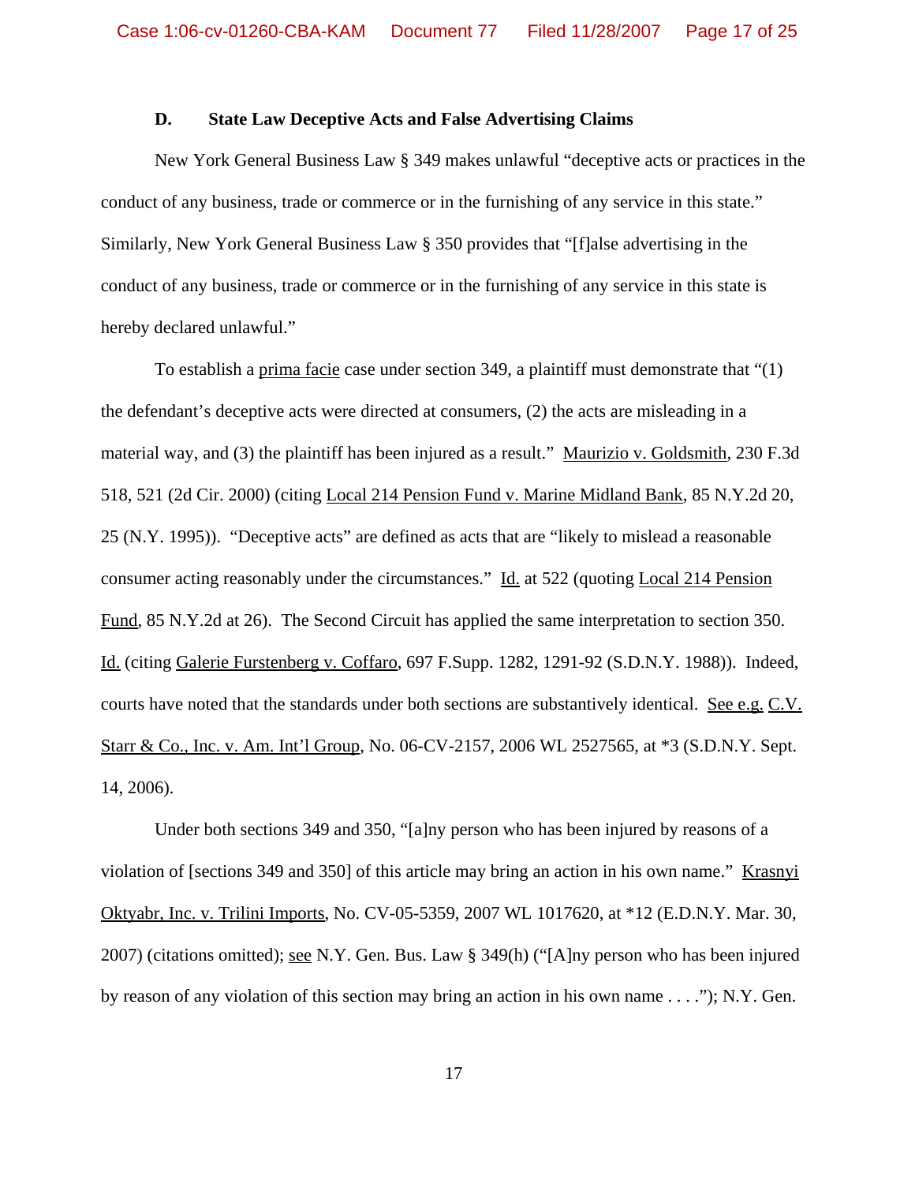### D. State Law Deceptive Acts and False Advertising Claims

New York General Business Law § 349 makes unlawful "deceptive acts or practices in the conduct of any business, trade or commerce or in the furnishing of any service in this state." Similarly, New York General Business Law § 350 provides that "[f]alse advertising in the conduct of any business, trade or commerce or in the furnishing of any service in this state is hereby declared unlawful."

To establish a prima facie case under section 349, a plaintiff must demonstrate that "(1) the defendant's deceptive acts were directed at consumers, (2) the acts are misleading in a material way, and (3) the plaintiff has been injured as a result." Maurizio v. Goldsmith, 230 F.3d 518, 521 (2d Cir. 2000) (citing Local 214 Pension Fund v. Marine Midland Bank, 85 N.Y.2d 20, 25 (N.Y. 1995)). "Deceptive acts" are defined as acts that are "likely to mislead a reasonable consumer acting reasonably under the circumstances." Id. at 522 (quoting Local 214 Pension Fund, 85 N.Y.2d at 26). The Second Circuit has applied the same interpretation to section 350. Id. (citing Galerie Furstenberg v. Coffaro, 697 F.Supp. 1282, 1291-92 (S.D.N.Y. 1988)). Indeed, courts have noted that the standards under both sections are substantively identical. See e.g. C.V. Starr & Co., Inc. v. Am. Int'l Group, No. 06-CV-2157, 2006 WL 2527565, at *3 (S.D.N.Y. Sept. 14, 2006).

Under both sections 349 and 350, "[a]ny person who has been injured by reasons of a violation of [sections 349 and 350] of this article may bring an action in his own name." Krasnyi Oktyabr, Inc. v. Trilini Imports, No. CV-05-5359, 2007 WL 1017620, at *12 (E.D.N.Y. Mar. 30, 2007) (citations omitted); see N.Y. Gen. Bus. Law § 349(h) ("[A]ny person who has been injured by reason of any violation of this section may bring an action in his own name . . . ."); N.Y. Gen.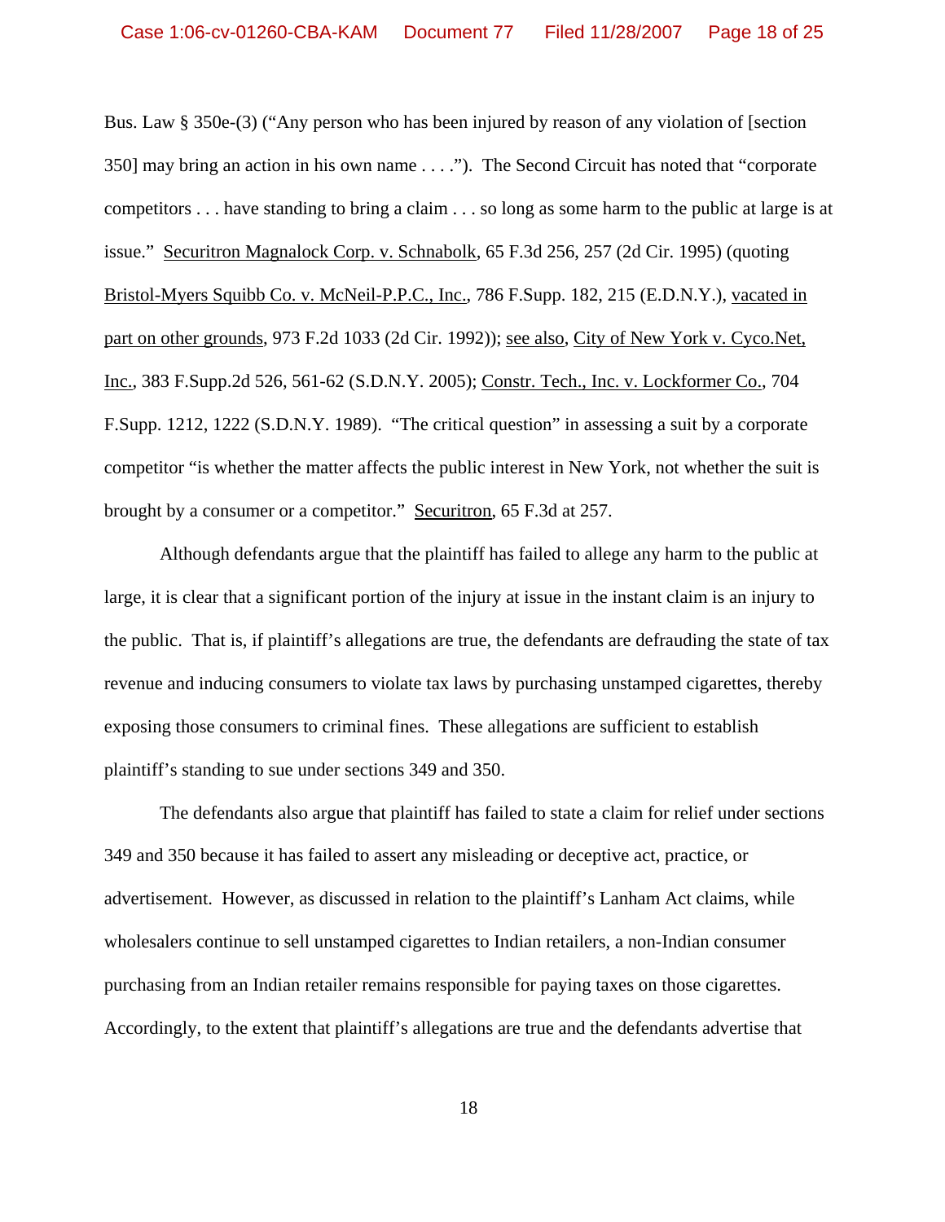Bus. Law § 350e-(3) ("Any person who has been injured by reason of any violation of [section 350] may bring an action in his own name . . . ."). The Second Circuit has noted that "corporate competitors . . . have standing to bring a claim . . . so long as some harm to the public at large is at issue." Securitron Magnalock Corp. v. Schnabolk, 65 F.3d 256, 257 (2d Cir. 1995) (quoting Bristol-Myers Squibb Co. v. McNeil-P.P.C., Inc., 786 F.Supp. 182, 215 (E.D.N.Y.), vacated in part on other grounds, 973 F.2d 1033 (2d Cir. 1992)); see also, City of New York v. Cyco.Net, Inc., 383 F.Supp.2d 526, 561-62 (S.D.N.Y. 2005); Constr. Tech., Inc. v. Lockformer Co., 704 F.Supp. 1212, 1222 (S.D.N.Y. 1989). "The critical question" in assessing a suit by a corporate competitor "is whether the matter affects the public interest in New York, not whether the suit is brought by a consumer or a competitor." Securitron, 65 F.3d at 257.

Although defendants argue that the plaintiff has failed to allege any harm to the public at large, it is clear that a significant portion of the injury at issue in the instant claim is an injury to the public. That is, if plaintiff's allegations are true, the defendants are defrauding the state of tax revenue and inducing consumers to violate tax laws by purchasing unstamped cigarettes, thereby exposing those consumers to criminal fines. These allegations are sufficient to establish plaintiff's standing to sue under sections 349 and 350.

The defendants also argue that plaintiff has failed to state a claim for relief under sections 349 and 350 because it has failed to assert any misleading or deceptive act, practice, or advertisement. However, as discussed in relation to the plaintiff's Lanham Act claims, while wholesalers continue to sell unstamped cigarettes to Indian retailers, a non-Indian consumer purchasing from an Indian retailer remains responsible for paying taxes on those cigarettes. Accordingly, to the extent that plaintiff's allegations are true and the defendants advertise that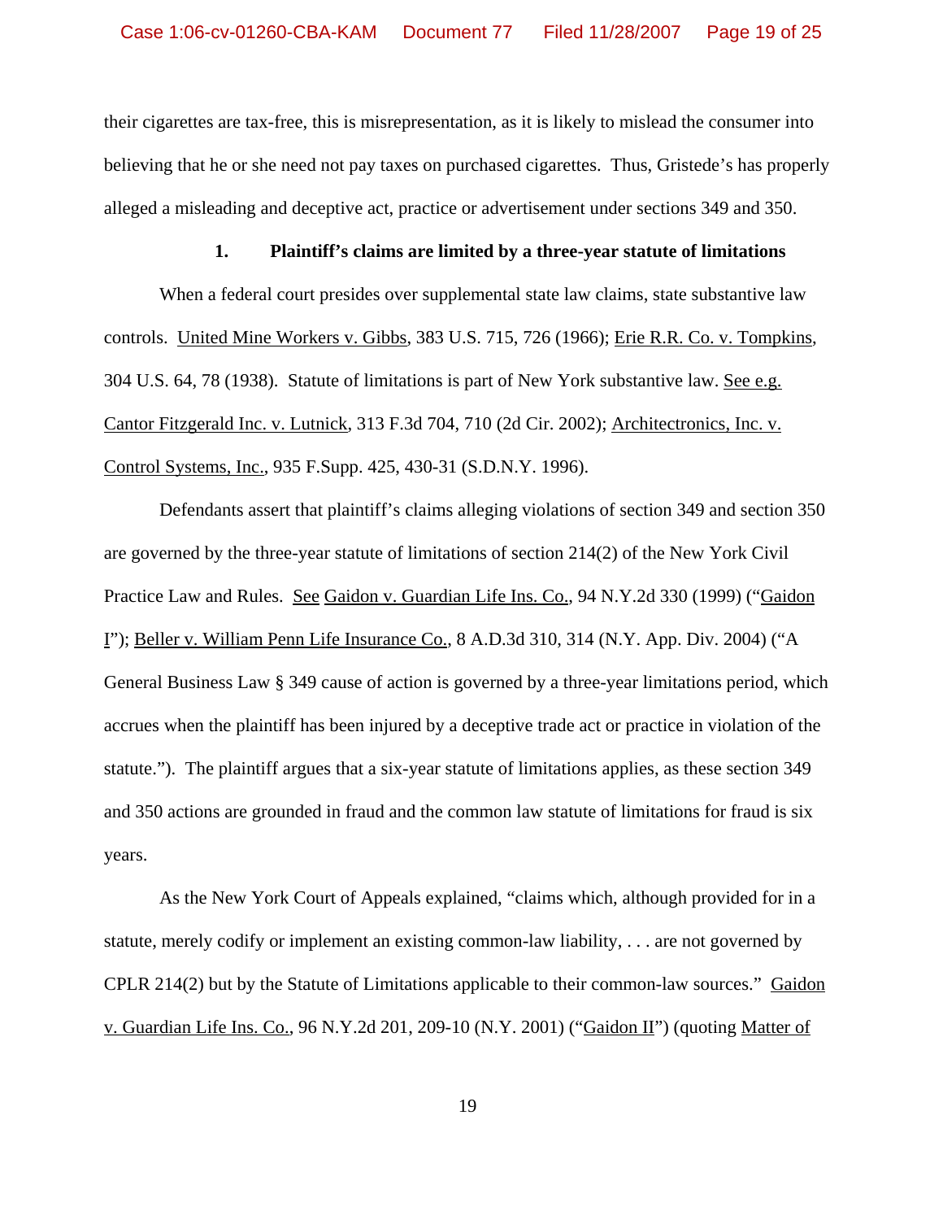their cigarettes are tax-free, this is misrepresentation, as it is likely to mislead the consumer into believing that he or she need not pay taxes on purchased cigarettes. Thus, Gristede's has properly alleged a misleading and deceptive act, practice or advertisement under sections 349 and 350.

### 1. Plaintiff's claims are limited by a three-year statute of limitations

When a federal court presides over supplemental state law claims, state substantive law controls. United Mine Workers v. Gibbs, 383 U.S. 715, 726 (1966); Erie R.R. Co. v. Tompkins, 304 U.S. 64, 78 (1938). Statute of limitations is part of New York substantive law. See e.g. Cantor Fitzgerald Inc. v. Lutnick, 313 F.3d 704, 710 (2d Cir. 2002); Architectronics, Inc. v. Control Systems, Inc., 935 F.Supp. 425, 430-31 (S.D.N.Y. 1996).

Defendants assert that plaintiff's claims alleging violations of section 349 and section 350 are governed by the three-year statute of limitations of section 214(2) of the New York Civil Practice Law and Rules. See Gaidon v. Guardian Life Ins. Co., 94 N.Y.2d 330 (1999) ("Gaidon I"); Beller v. William Penn Life Insurance Co., 8 A.D.3d 310, 314 (N.Y. App. Div. 2004) ("A General Business Law § 349 cause of action is governed by a three-year limitations period, which accrues when the plaintiff has been injured by a deceptive trade act or practice in violation of the statute."). The plaintiff argues that a six-year statute of limitations applies, as these section 349 and 350 actions are grounded in fraud and the common law statute of limitations for fraud is six years.

As the New York Court of Appeals explained, "claims which, although provided for in a statute, merely codify or implement an existing common-law liability, . . . are not governed by CPLR 214(2) but by the Statute of Limitations applicable to their common-law sources." Gaidon v. Guardian Life Ins. Co., 96 N.Y.2d 201, 209-10 (N.Y. 2001) ("Gaidon II") (quoting Matter of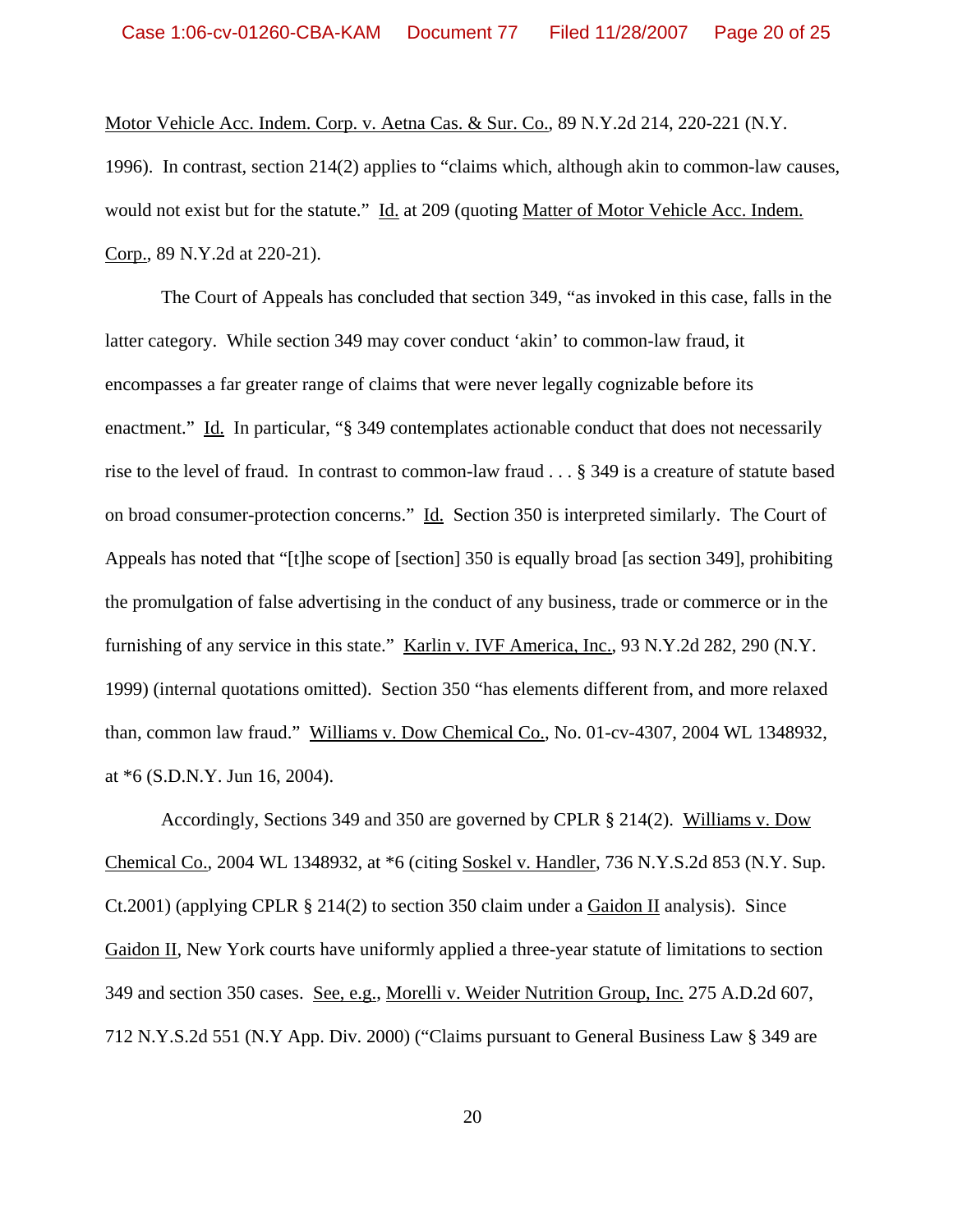Motor Vehicle Acc. Indem. Corp. v. Aetna Cas. & Sur. Co., 89 N.Y.2d 214, 220-221 (N.Y. 1996). In contrast, section 214(2) applies to "claims which, although akin to common-law causes, would not exist but for the statute." Id. at 209 (quoting Matter of Motor Vehicle Acc. Indem. Corp., 89 N.Y.2d at 220-21).

The Court of Appeals has concluded that section 349, "as invoked in this case, falls in the latter category. While section 349 may cover conduct 'akin' to common-law fraud, it encompasses a far greater range of claims that were never legally cognizable before its enactment." Id. In particular, "§ 349 contemplates actionable conduct that does not necessarily rise to the level of fraud. In contrast to common-law fraud . . . § 349 is a creature of statute based on broad consumer-protection concerns." Id. Section 350 is interpreted similarly. The Court of Appeals has noted that "[t]he scope of [section] 350 is equally broad [as section 349], prohibiting the promulgation of false advertising in the conduct of any business, trade or commerce or in the furnishing of any service in this state." Karlin v. IVF America, Inc., 93 N.Y.2d 282, 290 (N.Y. 1999) (internal quotations omitted). Section 350 "has elements different from, and more relaxed than, common law fraud." Williams v. Dow Chemical Co., No. 01-cv-4307, 2004 WL 1348932, at *6 (S.D.N.Y. Jun 16, 2004).

Accordingly, Sections 349 and 350 are governed by CPLR § 214(2). Williams v. Dow Chemical Co., 2004 WL 1348932, at *6 (citing Soskel v. Handler, 736 N.Y.S.2d 853 (N.Y. Sup. Ct.2001) (applying CPLR § 214(2) to section 350 claim under a Gaidon II analysis). Since Gaidon II, New York courts have uniformly applied a three-year statute of limitations to section 349 and section 350 cases. See, e.g., Morelli v. Weider Nutrition Group, Inc. 275 A.D.2d 607, 712 N.Y.S.2d 551 (N.Y App. Div. 2000) ("Claims pursuant to General Business Law § 349 are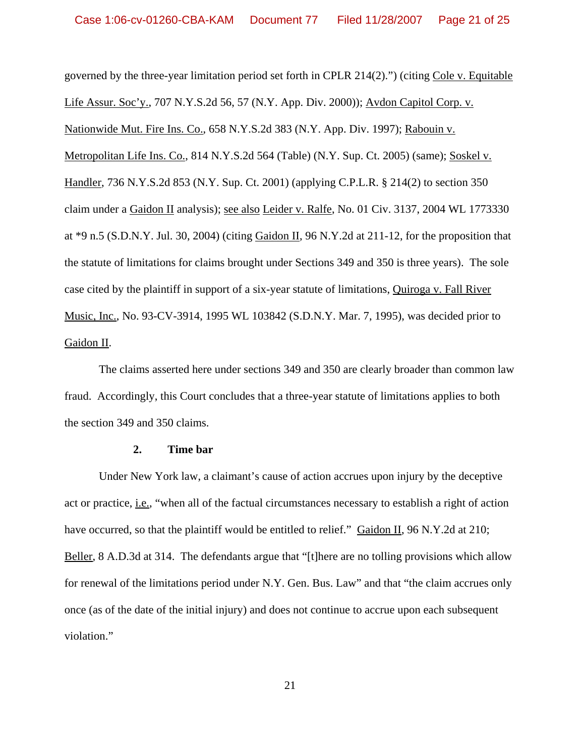governed by the three-year limitation period set forth in CPLR 214(2).") (citing Cole v. Equitable Life Assur. Soc'y., 707 N.Y.S.2d 56, 57 (N.Y. App. Div. 2000)); Avdon Capitol Corp. v. Nationwide Mut. Fire Ins. Co., 658 N.Y.S.2d 383 (N.Y. App. Div. 1997); Rabouin v. Metropolitan Life Ins. Co., 814 N.Y.S.2d 564 (Table) (N.Y. Sup. Ct. 2005) (same); Soskel v. Handler, 736 N.Y.S.2d 853 (N.Y. Sup. Ct. 2001) (applying C.P.L.R. § 214(2) to section 350 claim under a Gaidon II analysis); see also Leider v. Ralfe, No. 01 Civ. 3137, 2004 WL 1773330 at *9 n.5 (S.D.N.Y. Jul. 30, 2004) (citing Gaidon II, 96 N.Y.2d at 211-12, for the proposition that the statute of limitations for claims brought under Sections 349 and 350 is three years). The sole case cited by the plaintiff in support of a six-year statute of limitations, Quiroga v. Fall River Music, Inc., No. 93-CV-3914, 1995 WL 103842 (S.D.N.Y. Mar. 7, 1995), was decided prior to Gaidon II.

The claims asserted here under sections 349 and 350 are clearly broader than common law fraud. Accordingly, this Court concludes that a three-year statute of limitations applies to both the section 349 and 350 claims.

**2. Time bar**

Under New York law, a claimant's cause of action accrues upon injury by the deceptive act or practice, i.e., "when all of the factual circumstances necessary to establish a right of action have occurred, so that the plaintiff would be entitled to relief." Gaidon II, 96 N.Y.2d at 210; Beller, 8 A.D.3d at 314. The defendants argue that "[t]here are no tolling provisions which allow for renewal of the limitations period under N.Y. Gen. Bus. Law" and that "the claim accrues only once (as of the date of the initial injury) and does not continue to accrue upon each subsequent violation."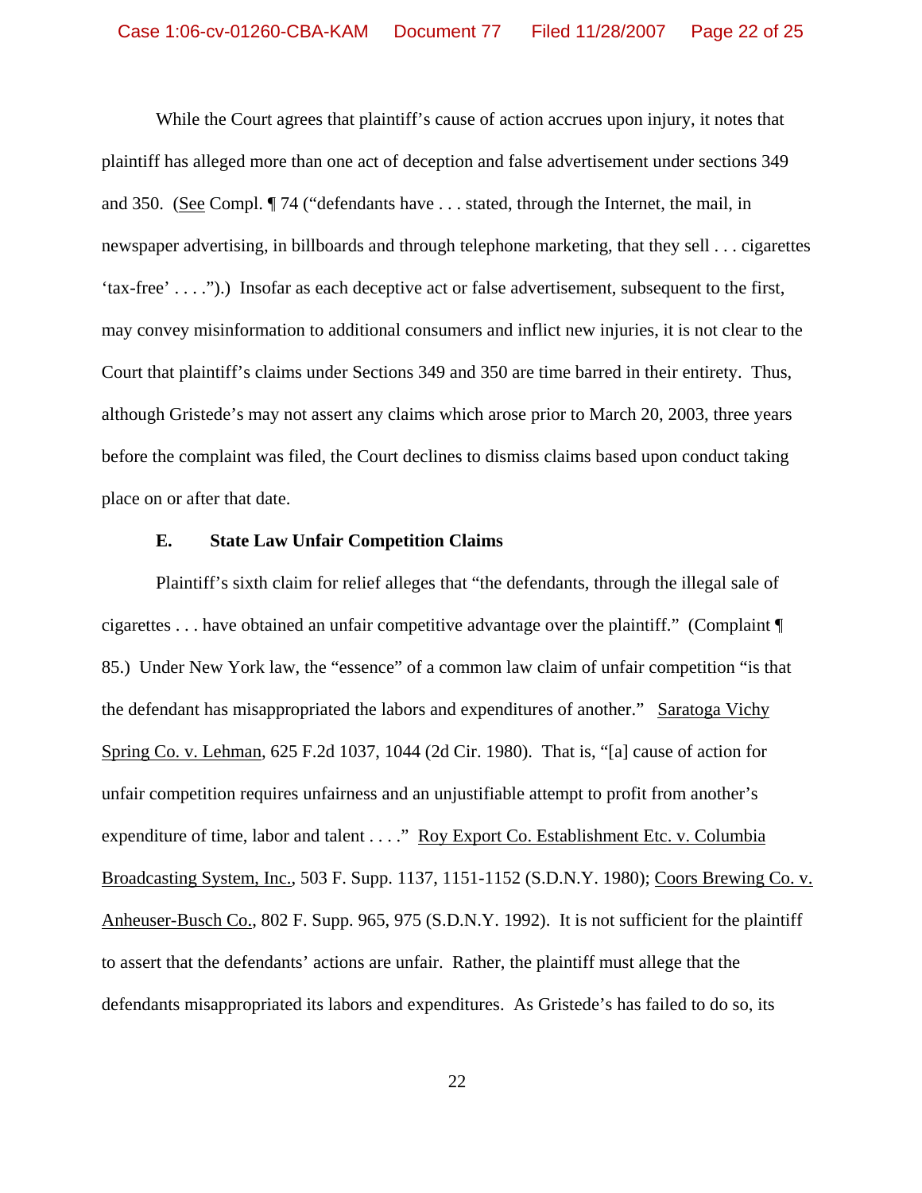While the Court agrees that plaintiff's cause of action accrues upon injury, it notes that plaintiff has alleged more than one act of deception and false advertisement under sections 349 and 350. (See Compl. ¶ 74 ("defendants have . . . stated, through the Internet, the mail, in newspaper advertising, in billboards and through telephone marketing, that they sell . . . cigarettes 'tax-free' . . . .").) Insofar as each deceptive act or false advertisement, subsequent to the first, may convey misinformation to additional consumers and inflict new injuries, it is not clear to the Court that plaintiff's claims under Sections 349 and 350 are time barred in their entirety. Thus, although Gristede's may not assert any claims which arose prior to March 20, 2003, three years before the complaint was filed, the Court declines to dismiss claims based upon conduct taking place on or after that date.

**E. State Law Unfair Competition Claims**

Plaintiff's sixth claim for relief alleges that "the defendants, through the illegal sale of cigarettes . . . have obtained an unfair competitive advantage over the plaintiff." (Complaint ¶ 85.) Under New York law, the "essence" of a common law claim of unfair competition "is that the defendant has misappropriated the labors and expenditures of another." Saratoga Vichy Spring Co. v. Lehman, 625 F.2d 1037, 1044 (2d Cir. 1980). That is, "[a] cause of action for unfair competition requires unfairness and an unjustifiable attempt to profit from another's expenditure of time, labor and talent . . . ." Roy Export Co. Establishment Etc. v. Columbia Broadcasting System, Inc., 503 F. Supp. 1137, 1151-1152 (S.D.N.Y. 1980); Coors Brewing Co. v. Anheuser-Busch Co., 802 F. Supp. 965, 975 (S.D.N.Y. 1992). It is not sufficient for the plaintiff to assert that the defendants' actions are unfair. Rather, the plaintiff must allege that the defendants misappropriated its labors and expenditures. As Gristede's has failed to do so, its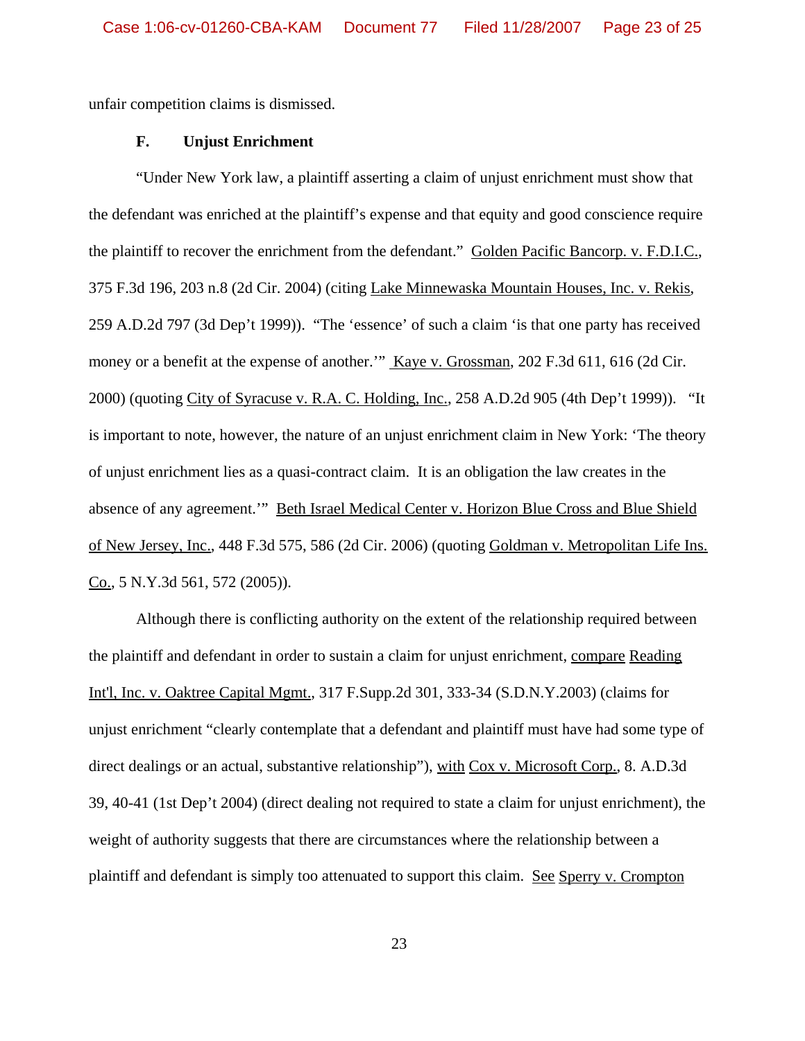unfair competition claims is dismissed.

### F. Unjust Enrichment

"Under New York law, a plaintiff asserting a claim of unjust enrichment must show that the defendant was enriched at the plaintiff's expense and that equity and good conscience require the plaintiff to recover the enrichment from the defendant." Golden Pacific Bancorp. v. F.D.I.C., 375 F.3d 196, 203 n.8 (2d Cir. 2004) (citing Lake Minnewaska Mountain Houses, Inc. v. Rekis, 259 A.D.2d 797 (3d Dep't 1999)). "The 'essence' of such a claim 'is that one party has received money or a benefit at the expense of another.'" Kaye v. Grossman, 202 F.3d 611, 616 (2d Cir. 2000) (quoting City of Syracuse v. R.A. C. Holding, Inc., 258 A.D.2d 905 (4th Dep't 1999)). "It is important to note, however, the nature of an unjust enrichment claim in New York: 'The theory of unjust enrichment lies as a quasi-contract claim. It is an obligation the law creates in the absence of any agreement.'" Beth Israel Medical Center v. Horizon Blue Cross and Blue Shield of New Jersey, Inc., 448 F.3d 575, 586 (2d Cir. 2006) (quoting Goldman v. Metropolitan Life Ins. Co., 5 N.Y.3d 561, 572 (2005)).

Although there is conflicting authority on the extent of the relationship required between the plaintiff and defendant in order to sustain a claim for unjust enrichment, compare Reading Int'l, Inc. v. Oaktree Capital Mgmt., 317 F.Supp.2d 301, 333-34 (S.D.N.Y.2003) (claims for unjust enrichment "clearly contemplate that a defendant and plaintiff must have had some type of direct dealings or an actual, substantive relationship"), with Cox v. Microsoft Corp., 8. A.D.3d 39, 40-41 (1st Dep't 2004) (direct dealing not required to state a claim for unjust enrichment), the weight of authority suggests that there are circumstances where the relationship between a plaintiff and defendant is simply too attenuated to support this claim. See Sperry v. Crompton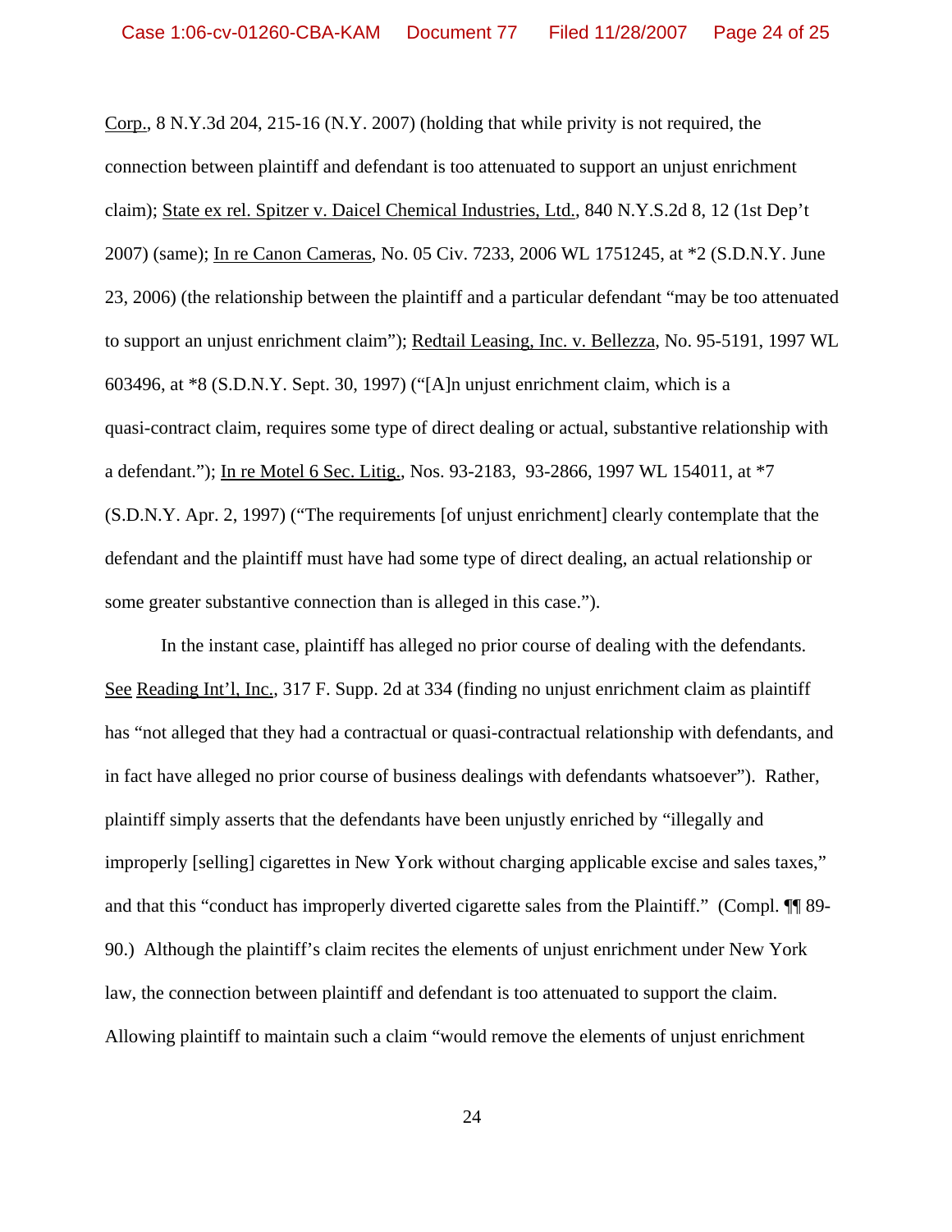Corp., 8 N.Y.3d 204, 215-16 (N.Y. 2007) (holding that while privity is not required, the connection between plaintiff and defendant is too attenuated to support an unjust enrichment claim); State ex rel. Spitzer v. Daicel Chemical Industries, Ltd., 840 N.Y.S.2d 8, 12 (1st Dep't 2007) (same); In re Canon Cameras, No. 05 Civ. 7233, 2006 WL 1751245, at *2 (S.D.N.Y. June 23, 2006) (the relationship between the plaintiff and a particular defendant "may be too attenuated to support an unjust enrichment claim"); Redtail Leasing, Inc. v. Bellezza, No. 95-5191, 1997 WL 603496, at *8 (S.D.N.Y. Sept. 30, 1997) ("[A]n unjust enrichment claim, which is a quasi-contract claim, requires some type of direct dealing or actual, substantive relationship with a defendant."); In re Motel 6 Sec. Litig., Nos. 93-2183, 93-2866, 1997 WL 154011, at *7 (S.D.N.Y. Apr. 2, 1997) ("The requirements [of unjust enrichment] clearly contemplate that the defendant and the plaintiff must have had some type of direct dealing, an actual relationship or some greater substantive connection than is alleged in this case.").

In the instant case, plaintiff has alleged no prior course of dealing with the defendants. See Reading Int'l, Inc., 317 F. Supp. 2d at 334 (finding no unjust enrichment claim as plaintiff has "not alleged that they had a contractual or quasi-contractual relationship with defendants, and in fact have alleged no prior course of business dealings with defendants whatsoever"). Rather, plaintiff simply asserts that the defendants have been unjustly enriched by "illegally and improperly [selling] cigarettes in New York without charging applicable excise and sales taxes," and that this "conduct has improperly diverted cigarette sales from the Plaintiff." (Compl. ¶¶ 89-90.) Although the plaintiff's claim recites the elements of unjust enrichment under New York law, the connection between plaintiff and defendant is too attenuated to support the claim. Allowing plaintiff to maintain such a claim "would remove the elements of unjust enrichment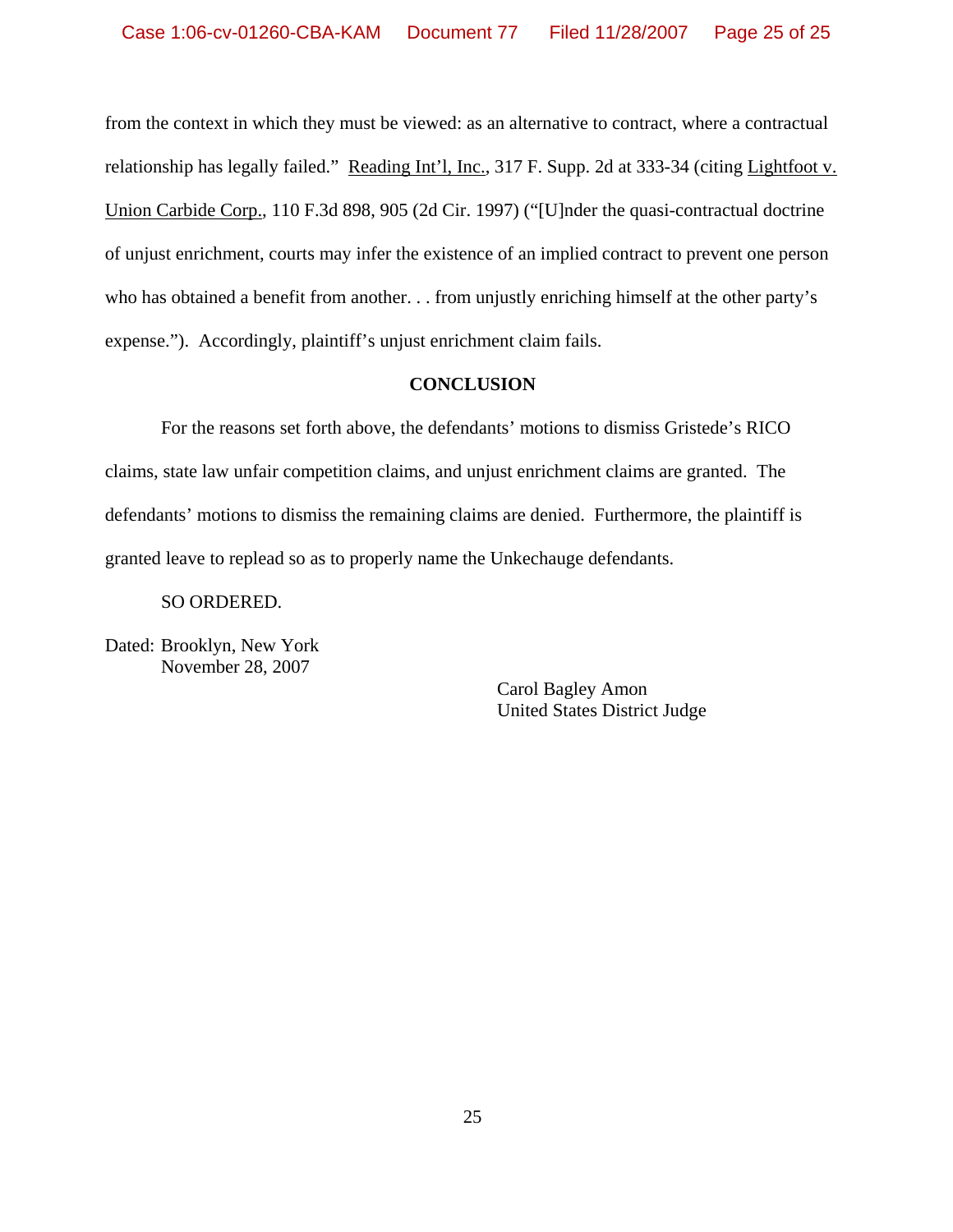from the context in which they must be viewed: as an alternative to contract, where a contractual relationship has legally failed." Reading Int'l, Inc., 317 F. Supp. 2d at 333-34 (citing Lightfoot v. Union Carbide Corp., 110 F.3d 898, 905 (2d Cir. 1997) ("[U]nder the quasi-contractual doctrine of unjust enrichment, courts may infer the existence of an implied contract to prevent one person who has obtained a benefit from another. . . from unjustly enriching himself at the other party's expense."). Accordingly, plaintiff's unjust enrichment claim fails.

**CONCLUSION**

For the reasons set forth above, the defendants' motions to dismiss Gristede's RICO claims, state law unfair competition claims, and unjust enrichment claims are granted. The defendants' motions to dismiss the remaining claims are denied. Furthermore, the plaintiff is granted leave to replead so as to properly name the Unkechauge defendants.

SO ORDERED.

Dated: Brooklyn, New York
November 28, 2007

Carol Bagley Amon
United States District Judge